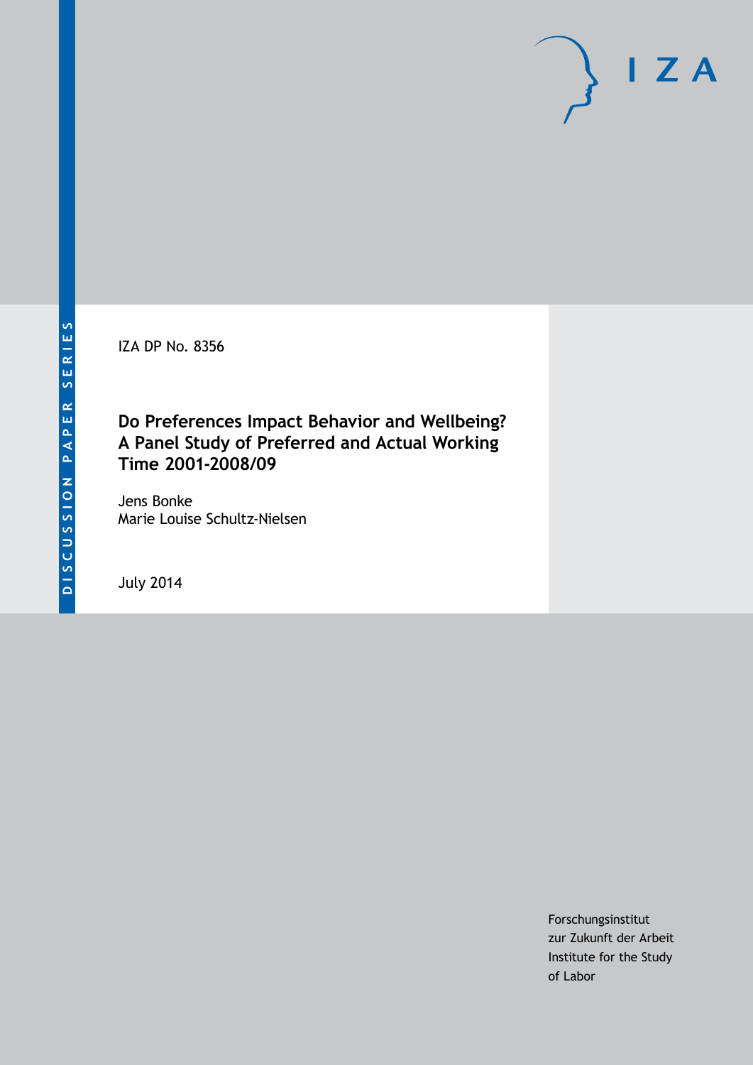DISCUSSION PAPER SERIES

IZA

IZA DP No. 8356

# Do Preferences Impact Behavior and Wellbeing? A Panel Study of Preferred and Actual Working Time 2001-2008/09

Jens Bonke
Marie Louise Schultz-Nielsen

July 2014

Forschungsinstitut
zur Zukunft der Arbeit
Institute for the Study
of Labor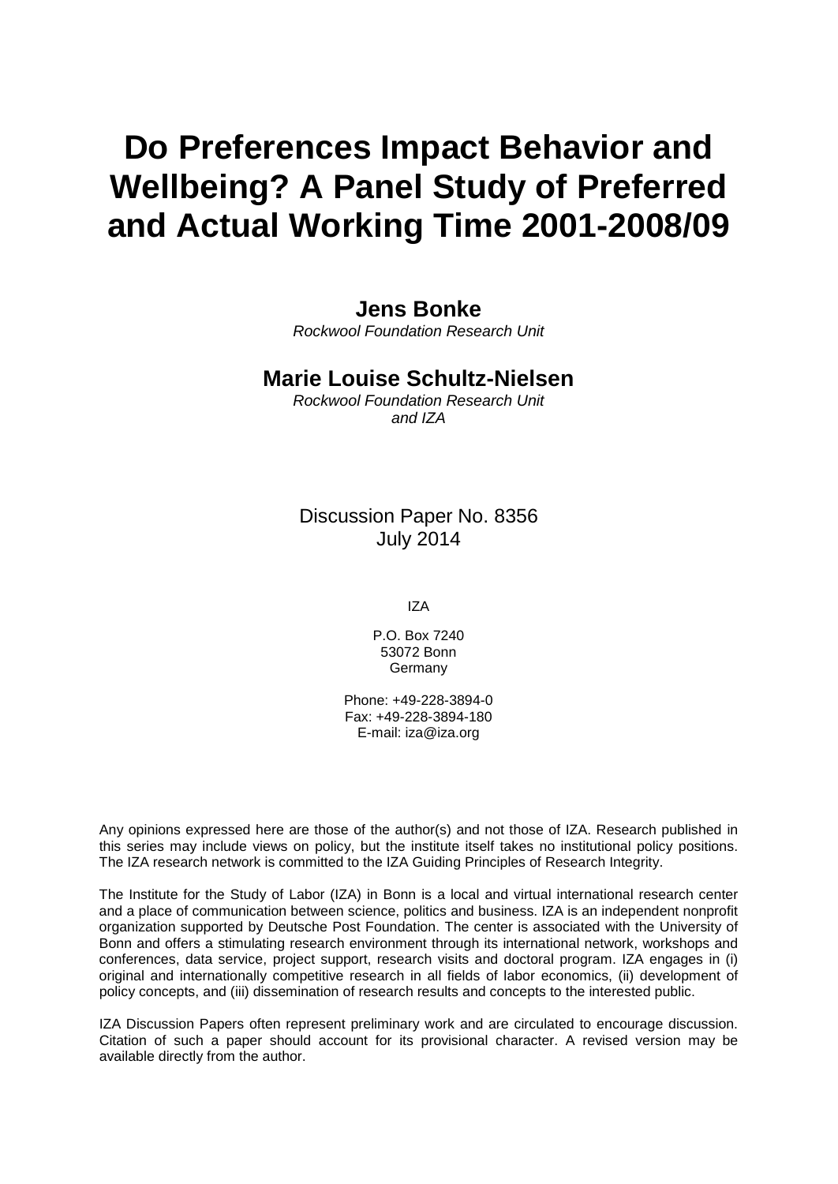# Do Preferences Impact Behavior and Wellbeing? A Panel Study of Preferred and Actual Working Time 2001-2008/09

**Jens Bonke**
*Rockwool Foundation Research Unit*

**Marie Louise Schultz-Nielsen**
*Rockwool Foundation Research Unit and IZA*

Discussion Paper No. 8356
July 2014

IZA

P.O. Box 7240
53072 Bonn
Germany

Phone: +49-228-3894-0
Fax: +49-228-3894-180
E-mail: iza@iza.org

Any opinions expressed here are those of the author(s) and not those of IZA. Research published in this series may include views on policy, but the institute itself takes no institutional policy positions. The IZA research network is committed to the IZA Guiding Principles of Research Integrity.

The Institute for the Study of Labor (IZA) in Bonn is a local and virtual international research center and a place of communication between science, politics and business. IZA is an independent nonprofit organization supported by Deutsche Post Foundation. The center is associated with the University of Bonn and offers a stimulating research environment through its international network, workshops and conferences, data service, project support, research visits and doctoral program. IZA engages in (i) original and internationally competitive research in all fields of labor economics, (ii) development of policy concepts, and (iii) dissemination of research results and concepts to the interested public.

IZA Discussion Papers often represent preliminary work and are circulated to encourage discussion. Citation of such a paper should account for its provisional character. A revised version may be available directly from the author.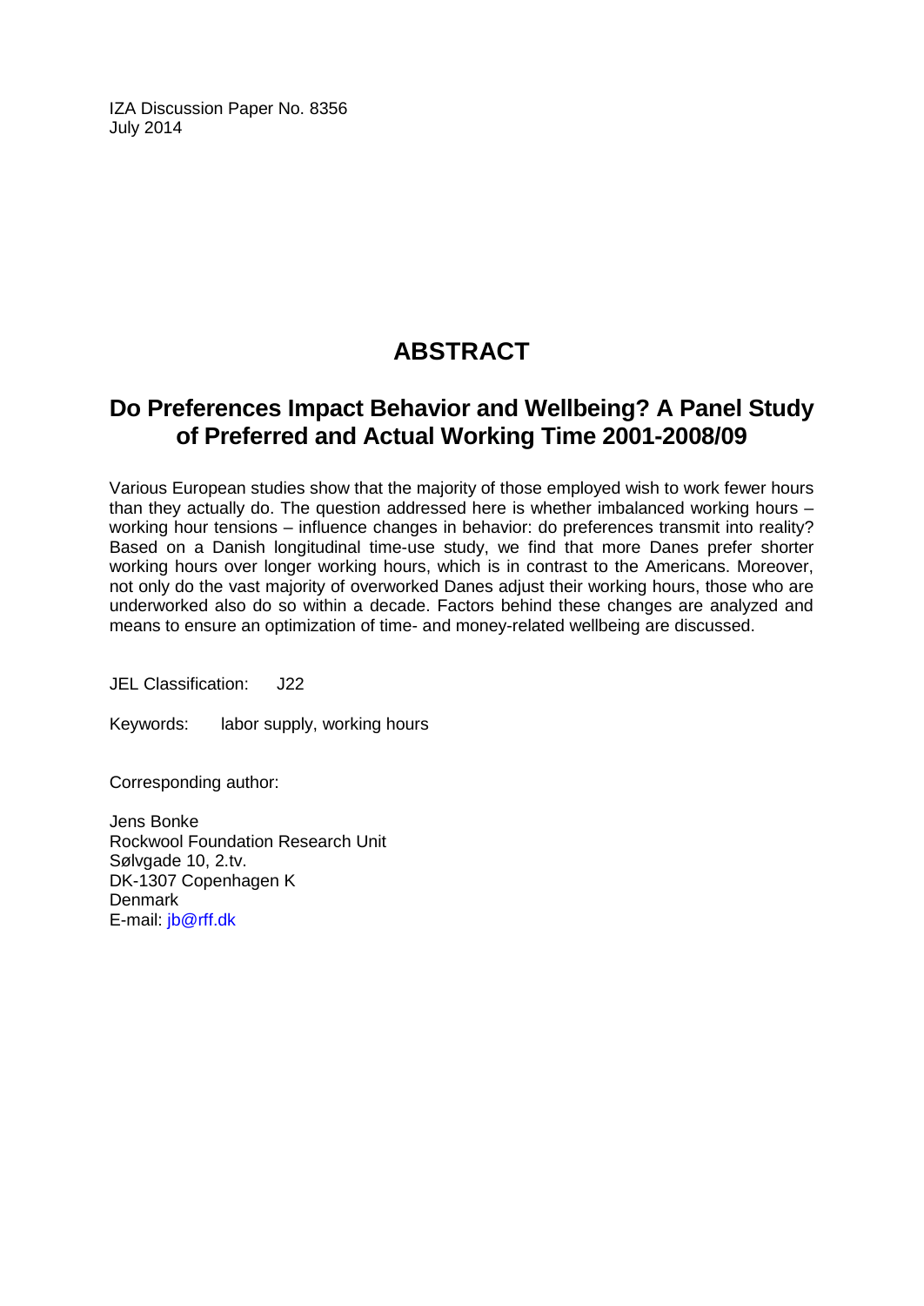IZA Discussion Paper No. 8356
July 2014

# ABSTRACT

## Do Preferences Impact Behavior and Wellbeing? A Panel Study of Preferred and Actual Working Time 2001-2008/09

Various European studies show that the majority of those employed wish to work fewer hours than they actually do. The question addressed here is whether imbalanced working hours – working hour tensions – influence changes in behavior: do preferences transmit into reality? Based on a Danish longitudinal time-use study, we find that more Danes prefer shorter working hours over longer working hours, which is in contrast to the Americans. Moreover, not only do the vast majority of overworked Danes adjust their working hours, those who are underworked also do so within a decade. Factors behind these changes are analyzed and means to ensure an optimization of time- and money-related wellbeing are discussed.

JEL Classification: J22

Keywords: labor supply, working hours

Corresponding author:

Jens Bonke
Rockwool Foundation Research Unit
Sølvgade 10, 2.tv.
DK-1307 Copenhagen K
Denmark
E-mail: jb@rff.dk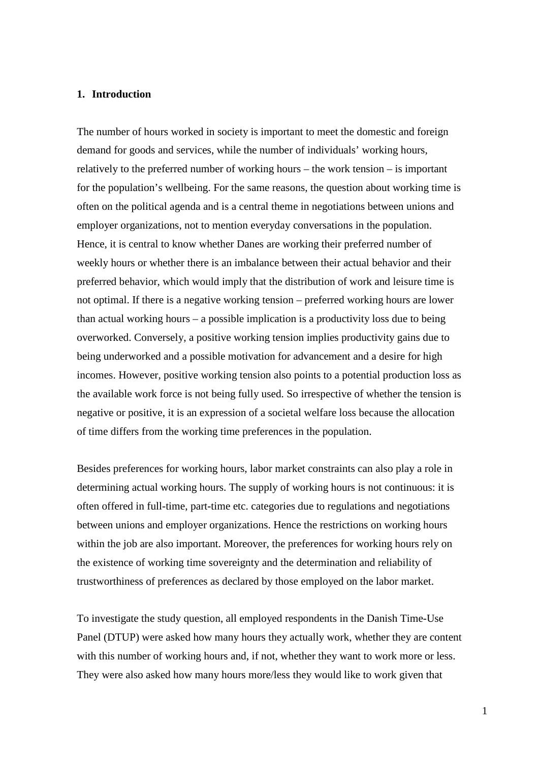## 1. Introduction

The number of hours worked in society is important to meet the domestic and foreign demand for goods and services, while the number of individuals' working hours, relatively to the preferred number of working hours – the work tension – is important for the population's wellbeing. For the same reasons, the question about working time is often on the political agenda and is a central theme in negotiations between unions and employer organizations, not to mention everyday conversations in the population. Hence, it is central to know whether Danes are working their preferred number of weekly hours or whether there is an imbalance between their actual behavior and their preferred behavior, which would imply that the distribution of work and leisure time is not optimal. If there is a negative working tension – preferred working hours are lower than actual working hours – a possible implication is a productivity loss due to being overworked. Conversely, a positive working tension implies productivity gains due to being underworked and a possible motivation for advancement and a desire for high incomes. However, positive working tension also points to a potential production loss as the available work force is not being fully used. So irrespective of whether the tension is negative or positive, it is an expression of a societal welfare loss because the allocation of time differs from the working time preferences in the population.

Besides preferences for working hours, labor market constraints can also play a role in determining actual working hours. The supply of working hours is not continuous: it is often offered in full-time, part-time etc. categories due to regulations and negotiations between unions and employer organizations. Hence the restrictions on working hours within the job are also important. Moreover, the preferences for working hours rely on the existence of working time sovereignty and the determination and reliability of trustworthiness of preferences as declared by those employed on the labor market.

To investigate the study question, all employed respondents in the Danish Time-Use Panel (DTUP) were asked how many hours they actually work, whether they are content with this number of working hours and, if not, whether they want to work more or less. They were also asked how many hours more/less they would like to work given that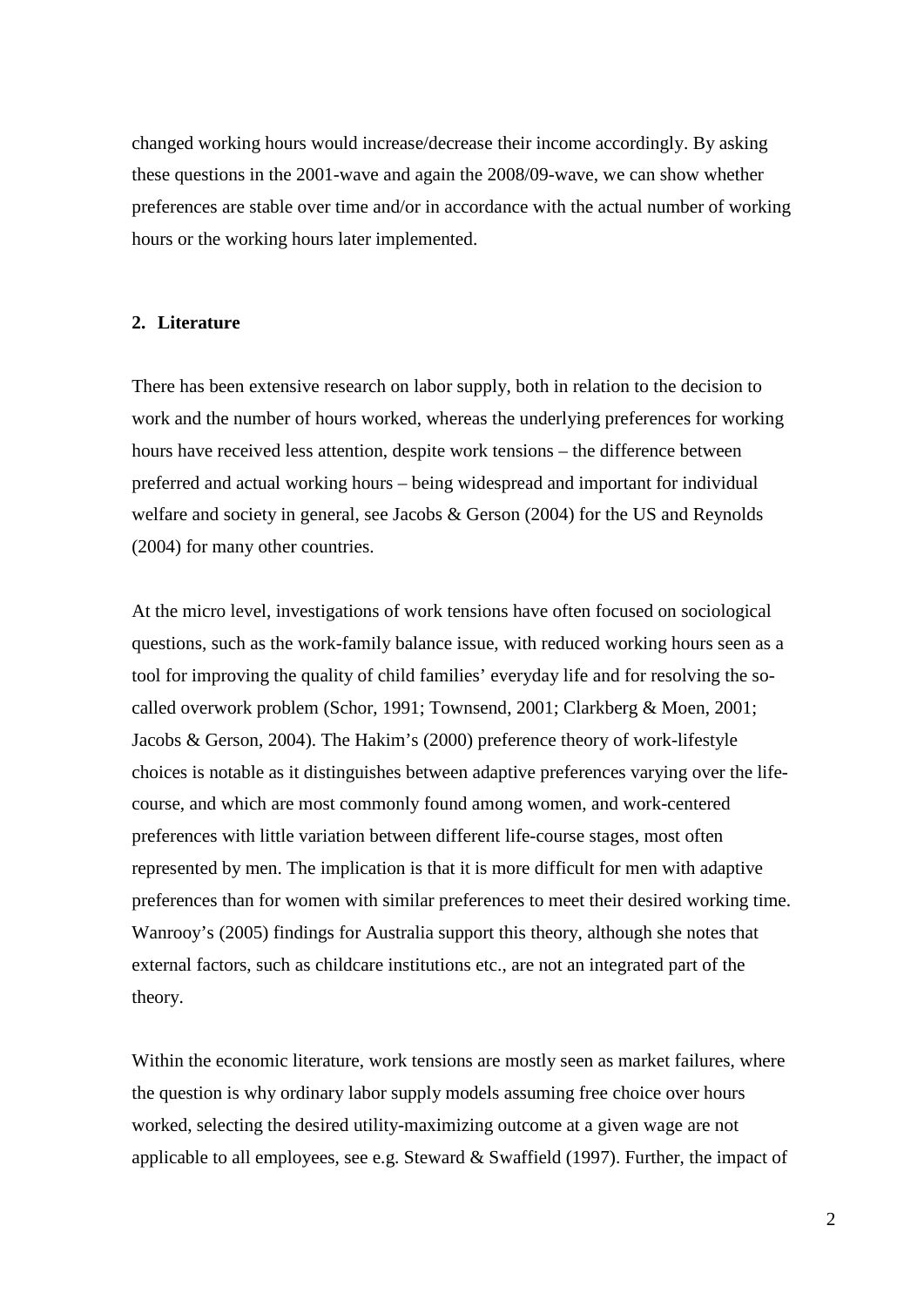changed working hours would increase/decrease their income accordingly. By asking these questions in the 2001-wave and again the 2008/09-wave, we can show whether preferences are stable over time and/or in accordance with the actual number of working hours or the working hours later implemented.

## 2. Literature

There has been extensive research on labor supply, both in relation to the decision to work and the number of hours worked, whereas the underlying preferences for working hours have received less attention, despite work tensions – the difference between preferred and actual working hours – being widespread and important for individual welfare and society in general, see Jacobs & Gerson (2004) for the US and Reynolds (2004) for many other countries.

At the micro level, investigations of work tensions have often focused on sociological questions, such as the work-family balance issue, with reduced working hours seen as a tool for improving the quality of child families' everyday life and for resolving the so-called overwork problem (Schor, 1991; Townsend, 2001; Clarkberg & Moen, 2001; Jacobs & Gerson, 2004). The Hakim's (2000) preference theory of work-lifestyle choices is notable as it distinguishes between adaptive preferences varying over the life-course, and which are most commonly found among women, and work-centered preferences with little variation between different life-course stages, most often represented by men. The implication is that it is more difficult for men with adaptive preferences than for women with similar preferences to meet their desired working time. Wanrooy's (2005) findings for Australia support this theory, although she notes that external factors, such as childcare institutions etc., are not an integrated part of the theory.

Within the economic literature, work tensions are mostly seen as market failures, where the question is why ordinary labor supply models assuming free choice over hours worked, selecting the desired utility-maximizing outcome at a given wage are not applicable to all employees, see e.g. Steward & Swaffield (1997). Further, the impact of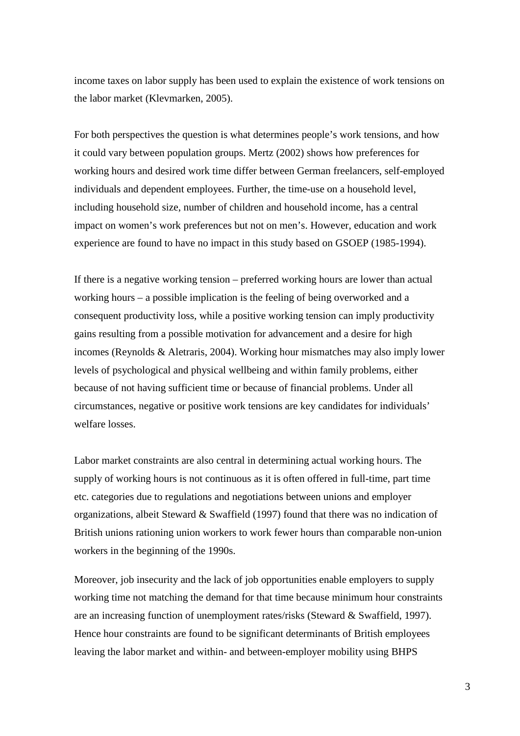income taxes on labor supply has been used to explain the existence of work tensions on the labor market (Klevmarken, 2005).

For both perspectives the question is what determines people's work tensions, and how it could vary between population groups. Mertz (2002) shows how preferences for working hours and desired work time differ between German freelancers, self-employed individuals and dependent employees. Further, the time-use on a household level, including household size, number of children and household income, has a central impact on women's work preferences but not on men's. However, education and work experience are found to have no impact in this study based on GSOEP (1985-1994).

If there is a negative working tension – preferred working hours are lower than actual working hours – a possible implication is the feeling of being overworked and a consequent productivity loss, while a positive working tension can imply productivity gains resulting from a possible motivation for advancement and a desire for high incomes (Reynolds & Aletraris, 2004). Working hour mismatches may also imply lower levels of psychological and physical wellbeing and within family problems, either because of not having sufficient time or because of financial problems. Under all circumstances, negative or positive work tensions are key candidates for individuals' welfare losses.

Labor market constraints are also central in determining actual working hours. The supply of working hours is not continuous as it is often offered in full-time, part time etc. categories due to regulations and negotiations between unions and employer organizations, albeit Steward & Swaffield (1997) found that there was no indication of British unions rationing union workers to work fewer hours than comparable non-union workers in the beginning of the 1990s.

Moreover, job insecurity and the lack of job opportunities enable employers to supply working time not matching the demand for that time because minimum hour constraints are an increasing function of unemployment rates/risks (Steward & Swaffield, 1997). Hence hour constraints are found to be significant determinants of British employees leaving the labor market and within- and between-employer mobility using BHPS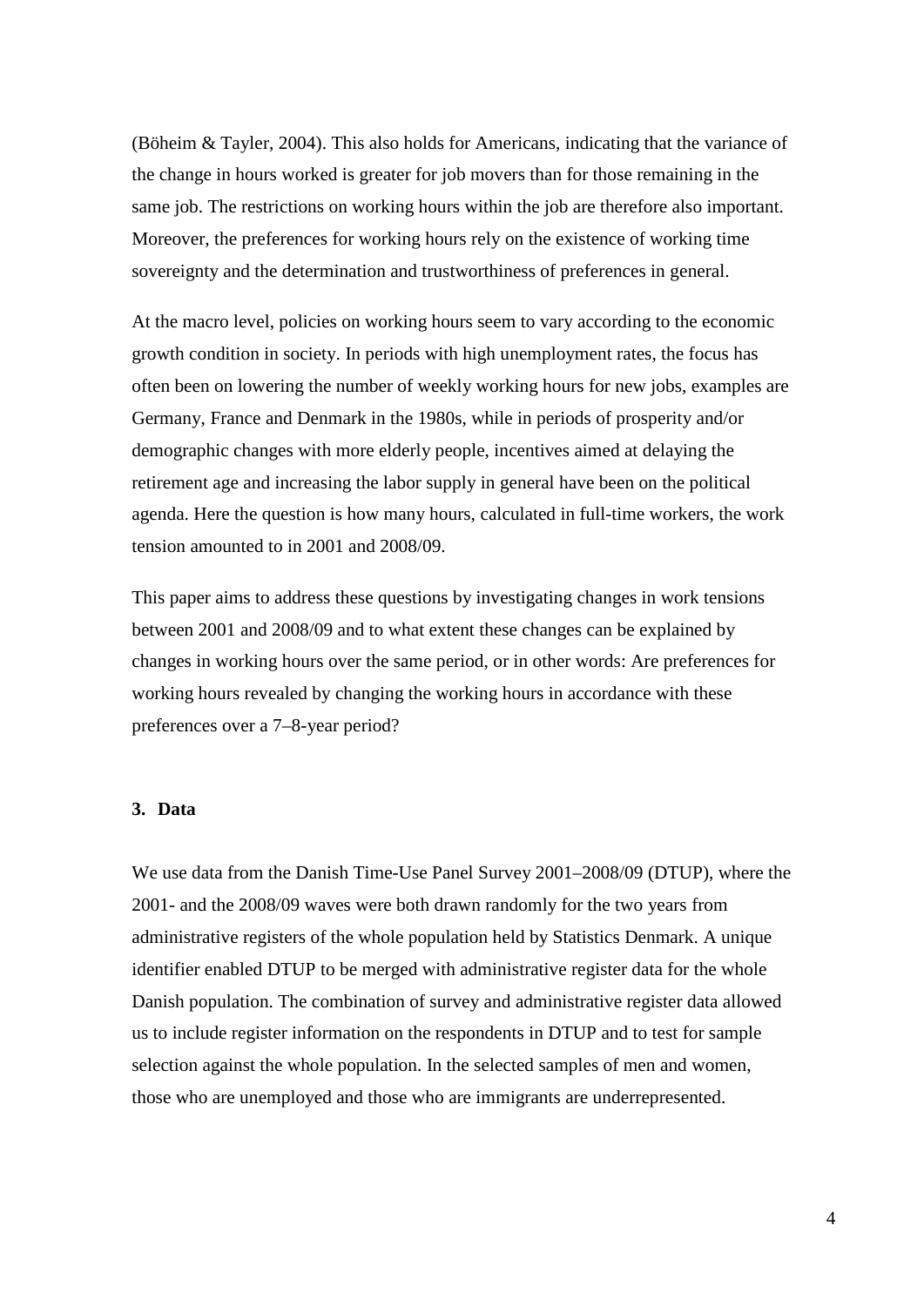(Böheim & Tayler, 2004). This also holds for Americans, indicating that the variance of the change in hours worked is greater for job movers than for those remaining in the same job. The restrictions on working hours within the job are therefore also important. Moreover, the preferences for working hours rely on the existence of working time sovereignty and the determination and trustworthiness of preferences in general.

At the macro level, policies on working hours seem to vary according to the economic growth condition in society. In periods with high unemployment rates, the focus has often been on lowering the number of weekly working hours for new jobs, examples are Germany, France and Denmark in the 1980s, while in periods of prosperity and/or demographic changes with more elderly people, incentives aimed at delaying the retirement age and increasing the labor supply in general have been on the political agenda. Here the question is how many hours, calculated in full-time workers, the work tension amounted to in 2001 and 2008/09.

This paper aims to address these questions by investigating changes in work tensions between 2001 and 2008/09 and to what extent these changes can be explained by changes in working hours over the same period, or in other words: Are preferences for working hours revealed by changing the working hours in accordance with these preferences over a 7–8-year period?

## 3. Data

We use data from the Danish Time-Use Panel Survey 2001–2008/09 (DTUP), where the 2001- and the 2008/09 waves were both drawn randomly for the two years from administrative registers of the whole population held by Statistics Denmark. A unique identifier enabled DTUP to be merged with administrative register data for the whole Danish population. The combination of survey and administrative register data allowed us to include register information on the respondents in DTUP and to test for sample selection against the whole population. In the selected samples of men and women, those who are unemployed and those who are immigrants are underrepresented.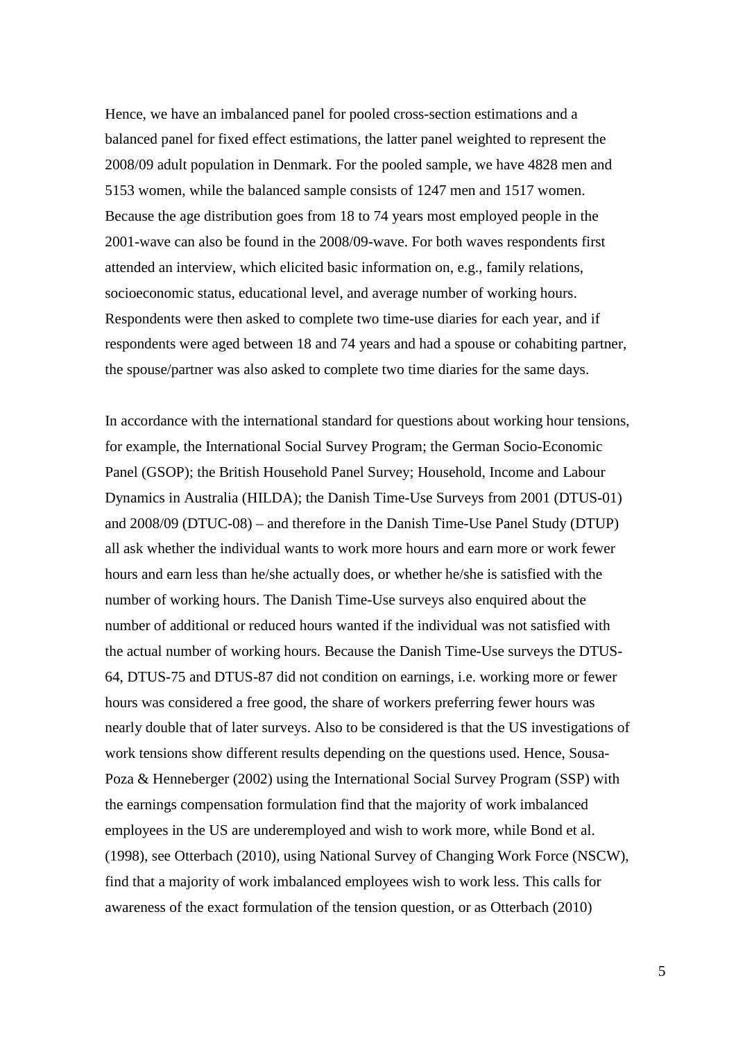Hence, we have an imbalanced panel for pooled cross-section estimations and a balanced panel for fixed effect estimations, the latter panel weighted to represent the 2008/09 adult population in Denmark. For the pooled sample, we have 4828 men and 5153 women, while the balanced sample consists of 1247 men and 1517 women. Because the age distribution goes from 18 to 74 years most employed people in the 2001-wave can also be found in the 2008/09-wave. For both waves respondents first attended an interview, which elicited basic information on, e.g., family relations, socioeconomic status, educational level, and average number of working hours. Respondents were then asked to complete two time-use diaries for each year, and if respondents were aged between 18 and 74 years and had a spouse or cohabiting partner, the spouse/partner was also asked to complete two time diaries for the same days.

In accordance with the international standard for questions about working hour tensions, for example, the International Social Survey Program; the German Socio-Economic Panel (GSOP); the British Household Panel Survey; Household, Income and Labour Dynamics in Australia (HILDA); the Danish Time-Use Surveys from 2001 (DTUS-01) and 2008/09 (DTUC-08) – and therefore in the Danish Time-Use Panel Study (DTUP) all ask whether the individual wants to work more hours and earn more or work fewer hours and earn less than he/she actually does, or whether he/she is satisfied with the number of working hours. The Danish Time-Use surveys also enquired about the number of additional or reduced hours wanted if the individual was not satisfied with the actual number of working hours. Because the Danish Time-Use surveys the DTUS-64, DTUS-75 and DTUS-87 did not condition on earnings, i.e. working more or fewer hours was considered a free good, the share of workers preferring fewer hours was nearly double that of later surveys. Also to be considered is that the US investigations of work tensions show different results depending on the questions used. Hence, Sousa-Poza & Henneberger (2002) using the International Social Survey Program (SSP) with the earnings compensation formulation find that the majority of work imbalanced employees in the US are underemployed and wish to work more, while Bond et al. (1998), see Otterbach (2010), using National Survey of Changing Work Force (NSCW), find that a majority of work imbalanced employees wish to work less. This calls for awareness of the exact formulation of the tension question, or as Otterbach (2010)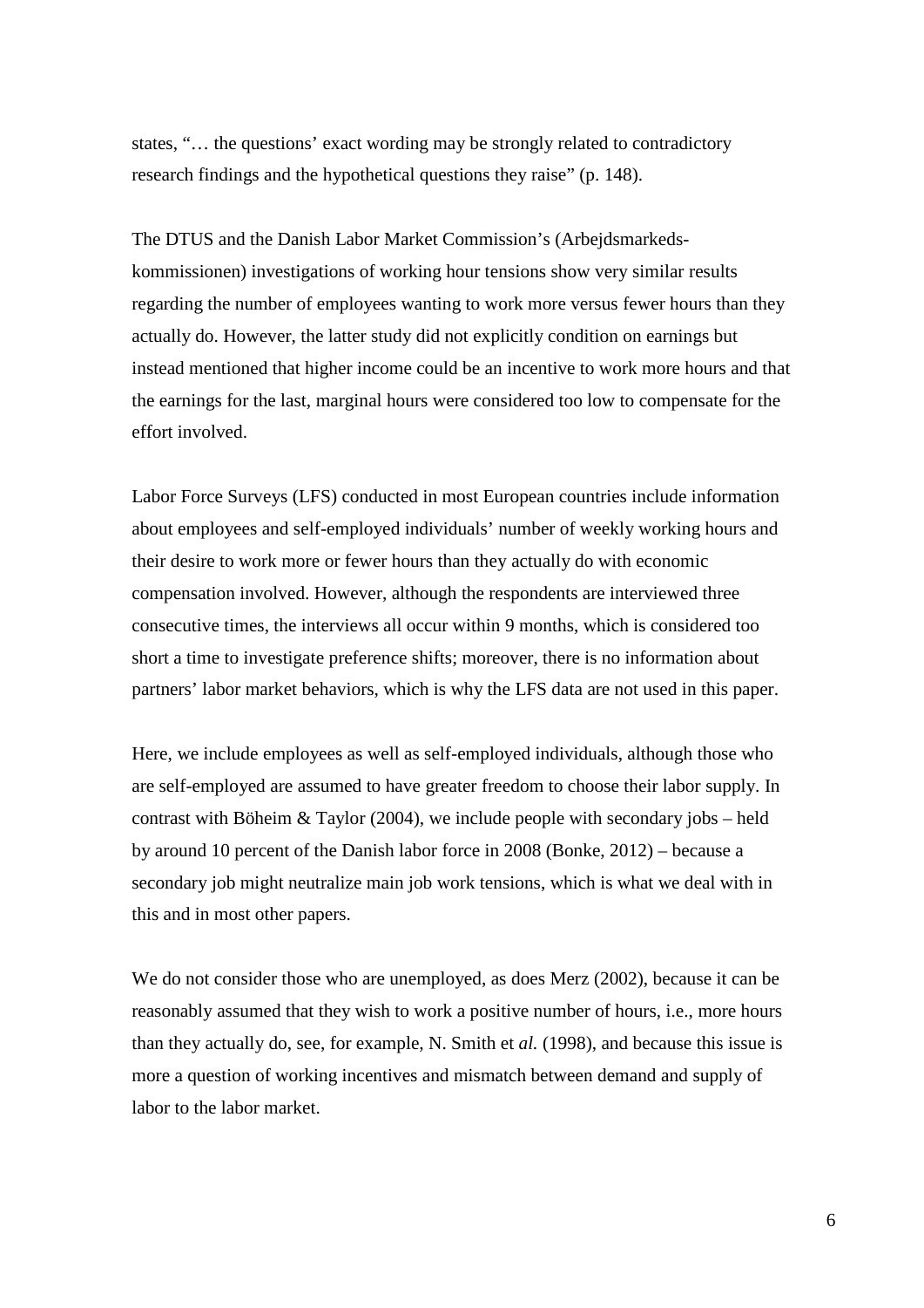states, "… the questions' exact wording may be strongly related to contradictory research findings and the hypothetical questions they raise" (p. 148).

The DTUS and the Danish Labor Market Commission's (Arbejdsmarkeds-kommissionen) investigations of working hour tensions show very similar results regarding the number of employees wanting to work more versus fewer hours than they actually do. However, the latter study did not explicitly condition on earnings but instead mentioned that higher income could be an incentive to work more hours and that the earnings for the last, marginal hours were considered too low to compensate for the effort involved.

Labor Force Surveys (LFS) conducted in most European countries include information about employees and self-employed individuals' number of weekly working hours and their desire to work more or fewer hours than they actually do with economic compensation involved. However, although the respondents are interviewed three consecutive times, the interviews all occur within 9 months, which is considered too short a time to investigate preference shifts; moreover, there is no information about partners' labor market behaviors, which is why the LFS data are not used in this paper.

Here, we include employees as well as self-employed individuals, although those who are self-employed are assumed to have greater freedom to choose their labor supply. In contrast with Böheim & Taylor (2004), we include people with secondary jobs – held by around 10 percent of the Danish labor force in 2008 (Bonke, 2012) – because a secondary job might neutralize main job work tensions, which is what we deal with in this and in most other papers.

We do not consider those who are unemployed, as does Merz (2002), because it can be reasonably assumed that they wish to work a positive number of hours, i.e., more hours than they actually do, see, for example, N. Smith et *al.* (1998), and because this issue is more a question of working incentives and mismatch between demand and supply of labor to the labor market.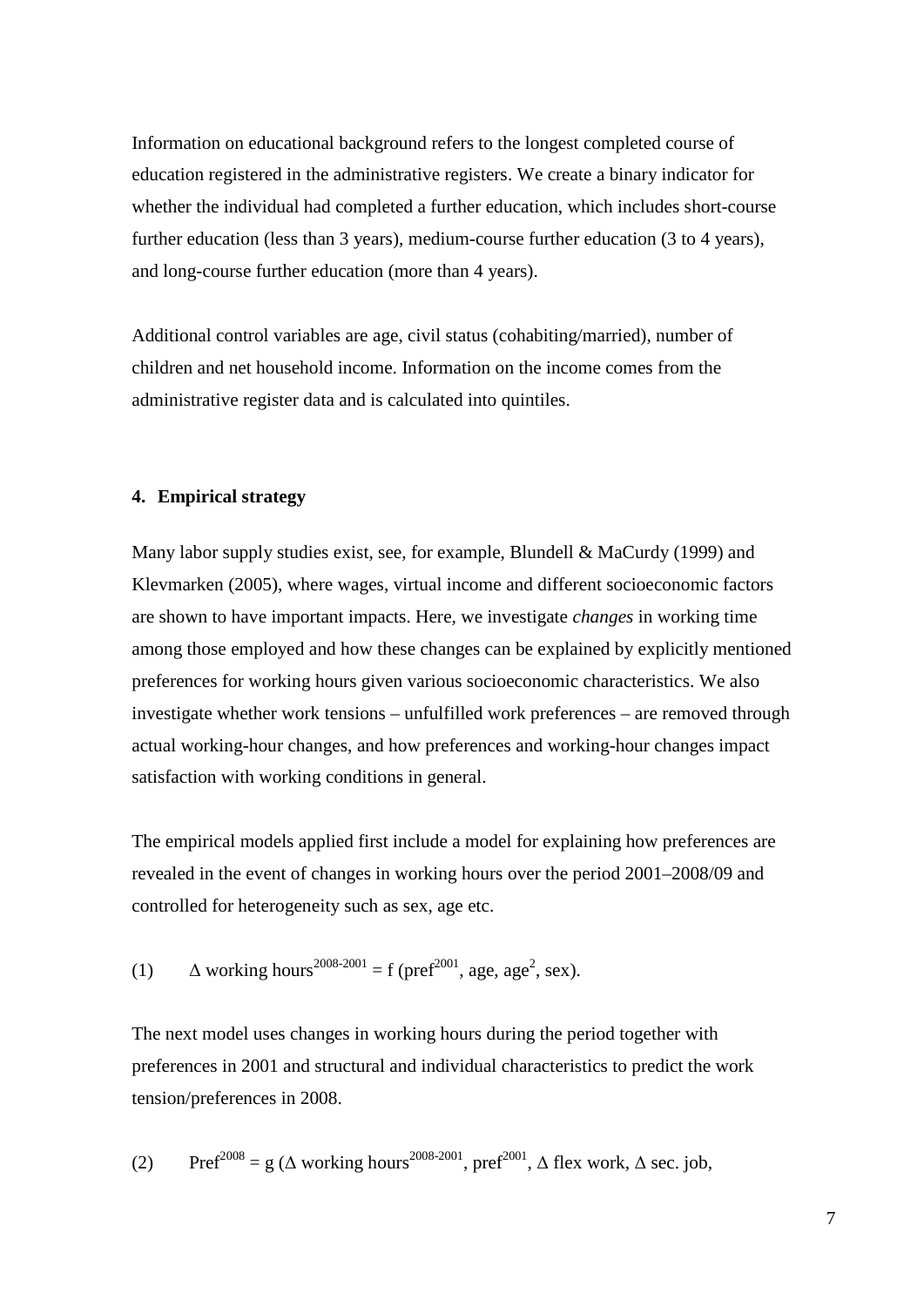Information on educational background refers to the longest completed course of education registered in the administrative registers. We create a binary indicator for whether the individual had completed a further education, which includes short-course further education (less than 3 years), medium-course further education (3 to 4 years), and long-course further education (more than 4 years).

Additional control variables are age, civil status (cohabiting/married), number of children and net household income. Information on the income comes from the administrative register data and is calculated into quintiles.

## 4. Empirical strategy

Many labor supply studies exist, see, for example, Blundell & MaCurdy (1999) and Klevmarken (2005), where wages, virtual income and different socioeconomic factors are shown to have important impacts. Here, we investigate *changes* in working time among those employed and how these changes can be explained by explicitly mentioned preferences for working hours given various socioeconomic characteristics. We also investigate whether work tensions – unfulfilled work preferences – are removed through actual working-hour changes, and how preferences and working-hour changes impact satisfaction with working conditions in general.

The empirical models applied first include a model for explaining how preferences are revealed in the event of changes in working hours over the period 2001–2008/09 and controlled for heterogeneity such as sex, age etc.

(1) $\Delta$ working hours$^{2008\text{-}2001}$ = f (pref$^{2001}$, age, age$^{2}$, sex).

The next model uses changes in working hours during the period together with preferences in 2001 and structural and individual characteristics to predict the work tension/preferences in 2008.

(2) Pref$^{2008}$ = g ($\Delta$ working hours$^{2008\text{-}2001}$, pref$^{2001}$, $\Delta$ flex work, $\Delta$ sec. job,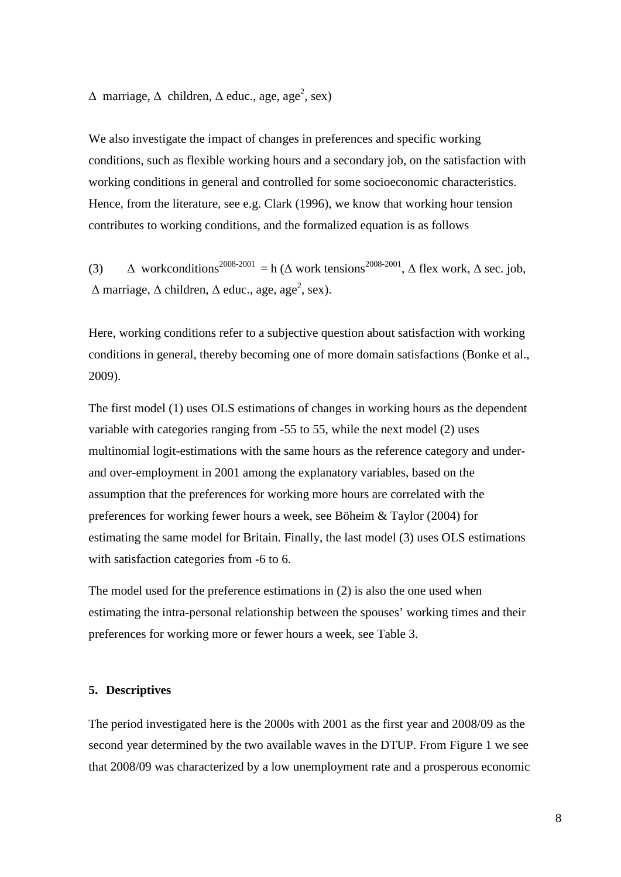$\Delta$ marriage, $\Delta$ children, $\Delta$ educ., age, age$^2$, sex)

We also investigate the impact of changes in preferences and specific working conditions, such as flexible working hours and a secondary job, on the satisfaction with working conditions in general and controlled for some socioeconomic characteristics. Hence, from the literature, see e.g. Clark (1996), we know that working hour tension contributes to working conditions, and the formalized equation is as follows

(3) $\Delta$ workconditions$^{2008\text{-}2001}$ = h ($\Delta$ work tensions$^{2008\text{-}2001}$, $\Delta$ flex work, $\Delta$ sec. job, $\Delta$ marriage, $\Delta$ children, $\Delta$ educ., age, age$^2$, sex).

Here, working conditions refer to a subjective question about satisfaction with working conditions in general, thereby becoming one of more domain satisfactions (Bonke et al., 2009).

The first model (1) uses OLS estimations of changes in working hours as the dependent variable with categories ranging from -55 to 55, while the next model (2) uses multinomial logit-estimations with the same hours as the reference category and under- and over-employment in 2001 among the explanatory variables, based on the assumption that the preferences for working more hours are correlated with the preferences for working fewer hours a week, see Böheim & Taylor (2004) for estimating the same model for Britain. Finally, the last model (3) uses OLS estimations with satisfaction categories from -6 to 6.

The model used for the preference estimations in (2) is also the one used when estimating the intra-personal relationship between the spouses' working times and their preferences for working more or fewer hours a week, see Table 3.

## 5. Descriptives

The period investigated here is the 2000s with 2001 as the first year and 2008/09 as the second year determined by the two available waves in the DTUP. From Figure 1 we see that 2008/09 was characterized by a low unemployment rate and a prosperous economic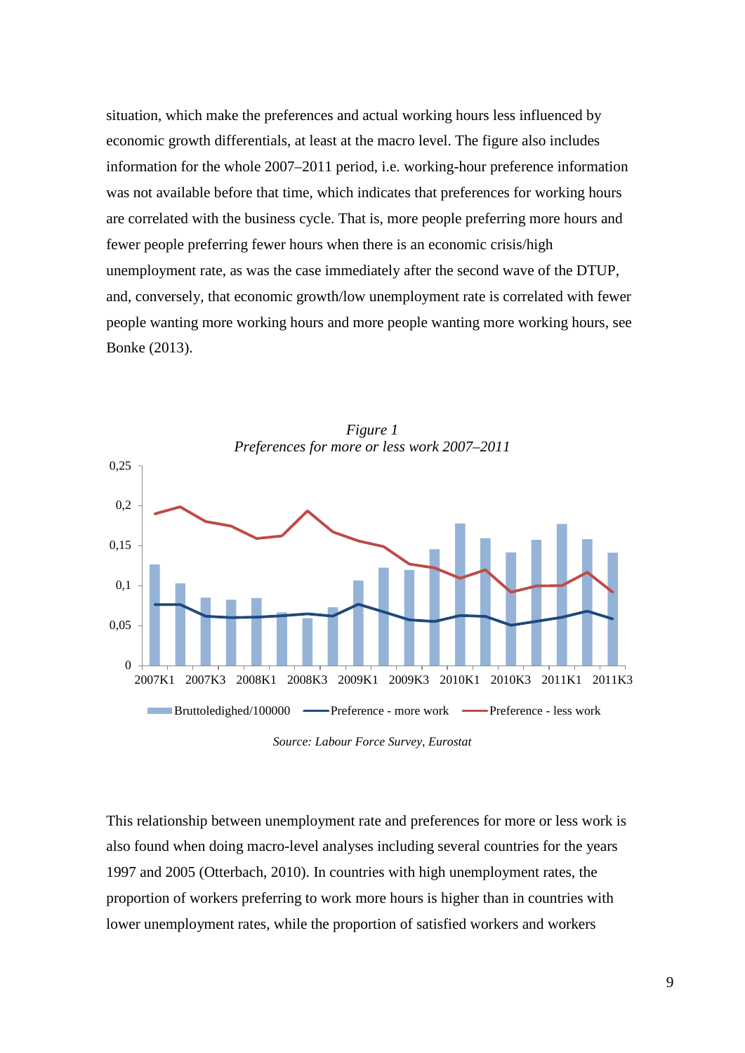situation, which make the preferences and actual working hours less influenced by economic growth differentials, at least at the macro level. The figure also includes information for the whole 2007–2011 period, i.e. working-hour preference information was not available before that time, which indicates that preferences for working hours are correlated with the business cycle. That is, more people preferring more hours and fewer people preferring fewer hours when there is an economic crisis/high unemployment rate, as was the case immediately after the second wave of the DTUP, and, conversely, that economic growth/low unemployment rate is correlated with fewer people wanting more working hours and more people wanting more working hours, see Bonke (2013).

*Figure 1*
*Preferences for more or less work 2007–2011*

*Source: Labour Force Survey, Eurostat*

This relationship between unemployment rate and preferences for more or less work is also found when doing macro-level analyses including several countries for the years 1997 and 2005 (Otterbach, 2010). In countries with high unemployment rates, the proportion of workers preferring to work more hours is higher than in countries with lower unemployment rates, while the proportion of satisfied workers and workers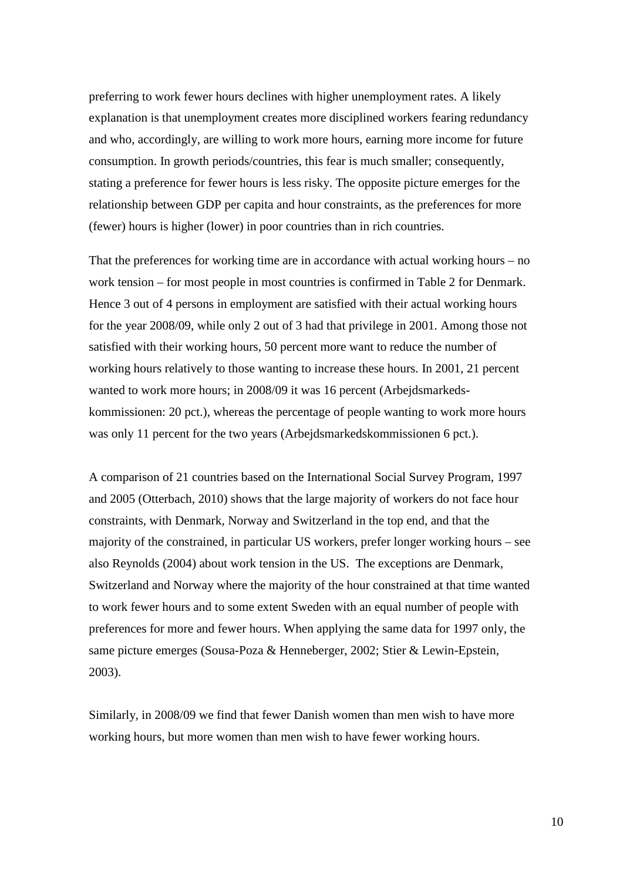preferring to work fewer hours declines with higher unemployment rates. A likely explanation is that unemployment creates more disciplined workers fearing redundancy and who, accordingly, are willing to work more hours, earning more income for future consumption. In growth periods/countries, this fear is much smaller; consequently, stating a preference for fewer hours is less risky. The opposite picture emerges for the relationship between GDP per capita and hour constraints, as the preferences for more (fewer) hours is higher (lower) in poor countries than in rich countries.

That the preferences for working time are in accordance with actual working hours – no work tension – for most people in most countries is confirmed in Table 2 for Denmark. Hence 3 out of 4 persons in employment are satisfied with their actual working hours for the year 2008/09, while only 2 out of 3 had that privilege in 2001. Among those not satisfied with their working hours, 50 percent more want to reduce the number of working hours relatively to those wanting to increase these hours. In 2001, 21 percent wanted to work more hours; in 2008/09 it was 16 percent (Arbejdsmarkeds-kommissionen: 20 pct.), whereas the percentage of people wanting to work more hours was only 11 percent for the two years (Arbejdsmarkedskommissionen 6 pct.).

A comparison of 21 countries based on the International Social Survey Program, 1997 and 2005 (Otterbach, 2010) shows that the large majority of workers do not face hour constraints, with Denmark, Norway and Switzerland in the top end, and that the majority of the constrained, in particular US workers, prefer longer working hours – see also Reynolds (2004) about work tension in the US. The exceptions are Denmark, Switzerland and Norway where the majority of the hour constrained at that time wanted to work fewer hours and to some extent Sweden with an equal number of people with preferences for more and fewer hours. When applying the same data for 1997 only, the same picture emerges (Sousa-Poza & Henneberger, 2002; Stier & Lewin-Epstein, 2003).

Similarly, in 2008/09 we find that fewer Danish women than men wish to have more working hours, but more women than men wish to have fewer working hours.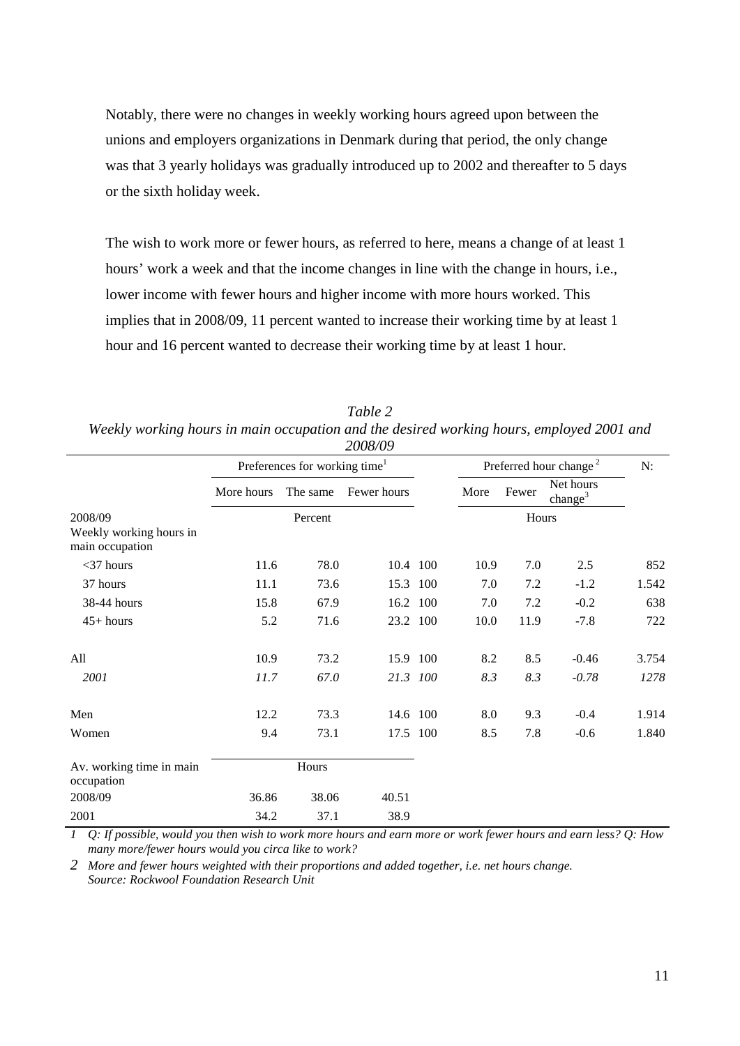Notably, there were no changes in weekly working hours agreed upon between the unions and employers organizations in Denmark during that period, the only change was that 3 yearly holidays was gradually introduced up to 2002 and thereafter to 5 days or the sixth holiday week.

The wish to work more or fewer hours, as referred to here, means a change of at least 1 hours' work a week and that the income changes in line with the change in hours, i.e., lower income with fewer hours and higher income with more hours worked. This implies that in 2008/09, 11 percent wanted to increase their working time by at least 1 hour and 16 percent wanted to decrease their working time by at least 1 hour.

*Table 2*
*Weekly working hours in main occupation and the desired working hours, employed 2001 and 2008/09*

| | Preferences for working time[1] | | | | Preferred hour change [2] | | | N: |
|---|---|---|---|---|---|---|---|---|
| | More hours | The same | Fewer hours | | More | Fewer | Net hours change[3] | |
| 2008/09 | | Percent | | | | Hours | | |
| Weekly working hours in main occupation | | | | | | | | |
| <37 hours | 11.6 | 78.0 | 10.4 | 100 | 10.9 | 7.0 | 2.5 | 852 |
| 37 hours | 11.1 | 73.6 | 15.3 | 100 | 7.0 | 7.2 | -1.2 | 1.542 |
| 38-44 hours | 15.8 | 67.9 | 16.2 | 100 | 7.0 | 7.2 | -0.2 | 638 |
| 45+ hours | 5.2 | 71.6 | 23.2 | 100 | 10.0 | 11.9 | -7.8 | 722 |
| All | 10.9 | 73.2 | 15.9 | 100 | 8.2 | 8.5 | -0.46 | 3.754 |
| *2001* | *11.7* | *67.0* | *21.3* | *100* | *8.3* | *8.3* | *-0.78* | *1278* |
| Men | 12.2 | 73.3 | 14.6 | 100 | 8.0 | 9.3 | -0.4 | 1.914 |
| Women | 9.4 | 73.1 | 17.5 | 100 | 8.5 | 7.8 | -0.6 | 1.840 |
| Av. working time in main occupation | | Hours | | | | | | |
| 2008/09 | 36.86 | 38.06 | 40.51 | | | | | |
| 2001 | 34.2 | 37.1 | 38.9 | | | | | |

*1 Q: If possible, would you then wish to work more hours and earn more or work fewer hours and earn less? Q: How many more/fewer hours would you circa like to work?*

*2 More and fewer hours weighted with their proportions and added together, i.e. net hours change.*
*Source: Rockwool Foundation Research Unit*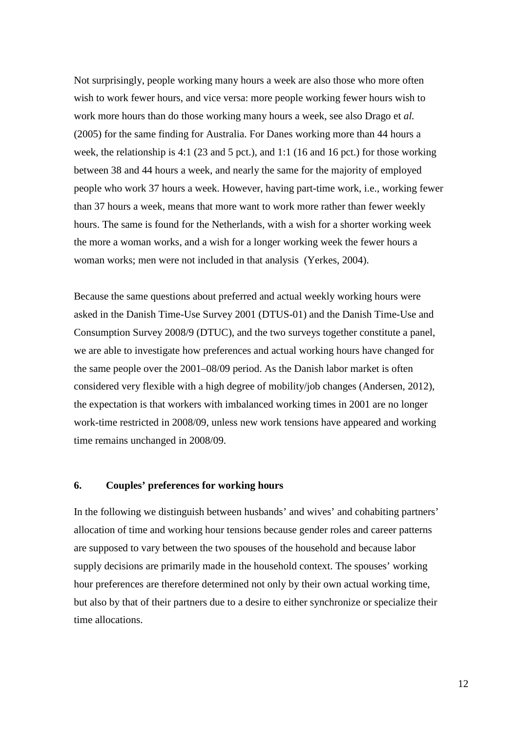Not surprisingly, people working many hours a week are also those who more often wish to work fewer hours, and vice versa: more people working fewer hours wish to work more hours than do those working many hours a week, see also Drago et *al.* (2005) for the same finding for Australia. For Danes working more than 44 hours a week, the relationship is 4:1 (23 and 5 pct.), and 1:1 (16 and 16 pct.) for those working between 38 and 44 hours a week, and nearly the same for the majority of employed people who work 37 hours a week. However, having part-time work, i.e., working fewer than 37 hours a week, means that more want to work more rather than fewer weekly hours. The same is found for the Netherlands, with a wish for a shorter working week the more a woman works, and a wish for a longer working week the fewer hours a woman works; men were not included in that analysis (Yerkes, 2004).

Because the same questions about preferred and actual weekly working hours were asked in the Danish Time-Use Survey 2001 (DTUS-01) and the Danish Time-Use and Consumption Survey 2008/9 (DTUC), and the two surveys together constitute a panel, we are able to investigate how preferences and actual working hours have changed for the same people over the 2001–08/09 period. As the Danish labor market is often considered very flexible with a high degree of mobility/job changes (Andersen, 2012), the expectation is that workers with imbalanced working times in 2001 are no longer work-time restricted in 2008/09, unless new work tensions have appeared and working time remains unchanged in 2008/09.

## 6. Couples' preferences for working hours

In the following we distinguish between husbands' and wives' and cohabiting partners' allocation of time and working hour tensions because gender roles and career patterns are supposed to vary between the two spouses of the household and because labor supply decisions are primarily made in the household context. The spouses' working hour preferences are therefore determined not only by their own actual working time, but also by that of their partners due to a desire to either synchronize or specialize their time allocations.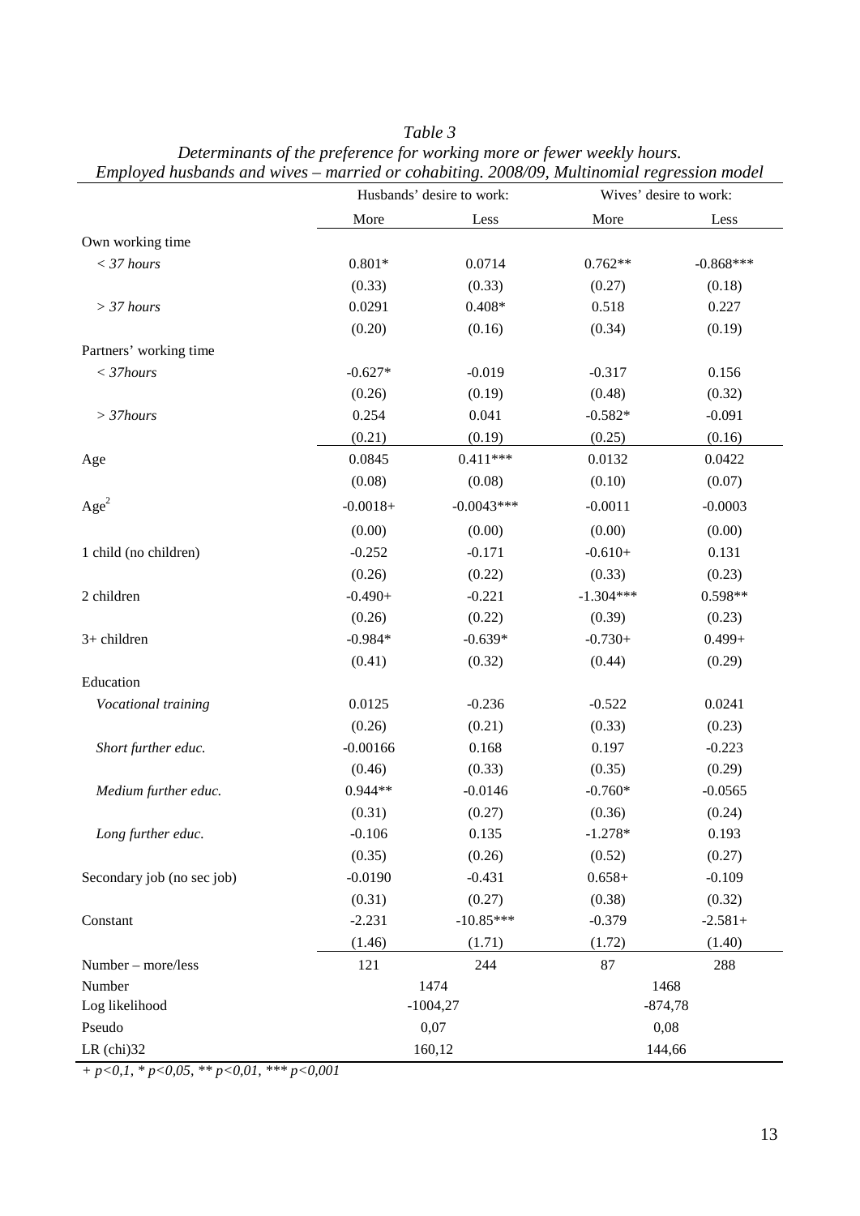*Table 3*
*Determinants of the preference for working more or fewer weekly hours.*
*Employed husbands and wives – married or cohabiting. 2008/09, Multinomial regression model*

| | Husbands' desire to work: | | Wives' desire to work: | |
|---|---|---|---|---|
| | More | Less | More | Less |
| Own working time | | | | |
| *< 37 hours* | 0.801* | 0.0714 | 0.762** | -0.868*** |
| | (0.33) | (0.33) | (0.27) | (0.18) |
| *> 37 hours* | 0.0291 | 0.408* | 0.518 | 0.227 |
| | (0.20) | (0.16) | (0.34) | (0.19) |
| Partners' working time | | | | |
| *< 37hours* | -0.627* | -0.019 | -0.317 | 0.156 |
| | (0.26) | (0.19) | (0.48) | (0.32) |
| *> 37hours* | 0.254 | 0.041 | -0.582* | -0.091 |
| | (0.21) | (0.19) | (0.25) | (0.16) |
| Age | 0.0845 | 0.411*** | 0.0132 | 0.0422 |
| | (0.08) | (0.08) | (0.10) | (0.07) |
| $Age^2$ | -0.0018+ | -0.0043*** | -0.0011 | -0.0003 |
| | (0.00) | (0.00) | (0.00) | (0.00) |
| 1 child (no children) | -0.252 | -0.171 | -0.610+ | 0.131 |
| | (0.26) | (0.22) | (0.33) | (0.23) |
| 2 children | -0.490+ | -0.221 | -1.304*** | 0.598** |
| | (0.26) | (0.22) | (0.39) | (0.23) |
| 3+ children | -0.984* | -0.639* | -0.730+ | 0.499+ |
| | (0.41) | (0.32) | (0.44) | (0.29) |
| Education | | | | |
| *Vocational training* | 0.0125 | -0.236 | -0.522 | 0.0241 |
| | (0.26) | (0.21) | (0.33) | (0.23) |
| *Short further educ.* | -0.00166 | 0.168 | 0.197 | -0.223 |
| | (0.46) | (0.33) | (0.35) | (0.29) |
| *Medium further educ.* | 0.944** | -0.0146 | -0.760* | -0.0565 |
| | (0.31) | (0.27) | (0.36) | (0.24) |
| *Long further educ.* | -0.106 | 0.135 | -1.278* | 0.193 |
| | (0.35) | (0.26) | (0.52) | (0.27) |
| Secondary job (no sec job) | -0.0190 | -0.431 | 0.658+ | -0.109 |
| | (0.31) | (0.27) | (0.38) | (0.32) |
| Constant | -2.231 | -10.85*** | -0.379 | -2.581+ |
| | (1.46) | (1.71) | (1.72) | (1.40) |
| Number – more/less | 121 | 244 | 87 | 288 |
| Number | 1474 | | 1468 | |
| Log likelihood | -1004,27 | | -874,78 | |
| Pseudo | 0,07 | | 0,08 | |
| LR (chi)32 | 160,12 | | 144,66 | |

*+ p<0,1, * p<0,05, ** p<0,01, *** p<0,001*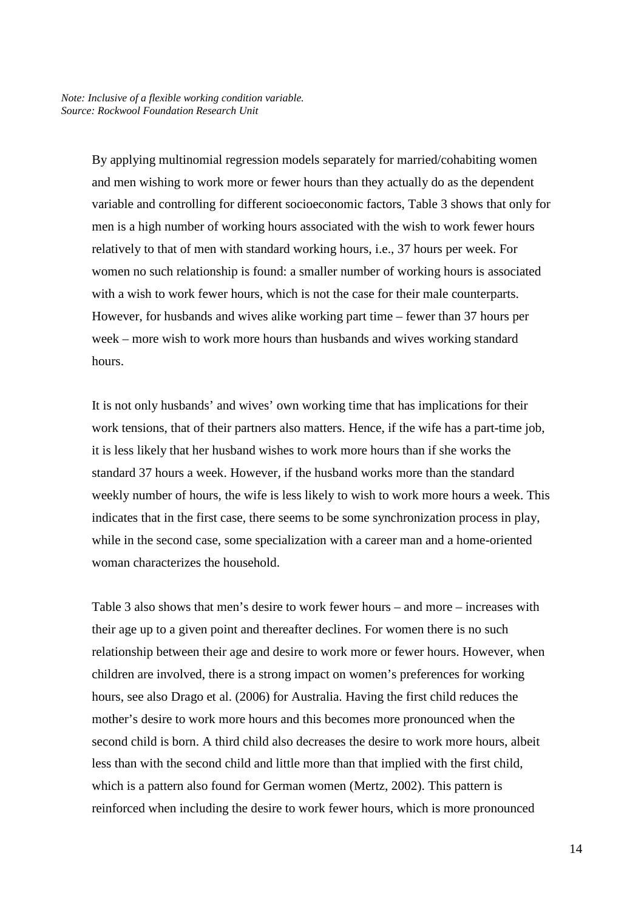*Note: Inclusive of a flexible working condition variable.*
*Source: Rockwool Foundation Research Unit*

By applying multinomial regression models separately for married/cohabiting women and men wishing to work more or fewer hours than they actually do as the dependent variable and controlling for different socioeconomic factors, Table 3 shows that only for men is a high number of working hours associated with the wish to work fewer hours relatively to that of men with standard working hours, i.e., 37 hours per week. For women no such relationship is found: a smaller number of working hours is associated with a wish to work fewer hours, which is not the case for their male counterparts. However, for husbands and wives alike working part time – fewer than 37 hours per week – more wish to work more hours than husbands and wives working standard hours.

It is not only husbands' and wives' own working time that has implications for their work tensions, that of their partners also matters. Hence, if the wife has a part-time job, it is less likely that her husband wishes to work more hours than if she works the standard 37 hours a week. However, if the husband works more than the standard weekly number of hours, the wife is less likely to wish to work more hours a week. This indicates that in the first case, there seems to be some synchronization process in play, while in the second case, some specialization with a career man and a home-oriented woman characterizes the household.

Table 3 also shows that men's desire to work fewer hours – and more – increases with their age up to a given point and thereafter declines. For women there is no such relationship between their age and desire to work more or fewer hours. However, when children are involved, there is a strong impact on women's preferences for working hours, see also Drago et al. (2006) for Australia. Having the first child reduces the mother's desire to work more hours and this becomes more pronounced when the second child is born. A third child also decreases the desire to work more hours, albeit less than with the second child and little more than that implied with the first child, which is a pattern also found for German women (Mertz, 2002). This pattern is reinforced when including the desire to work fewer hours, which is more pronounced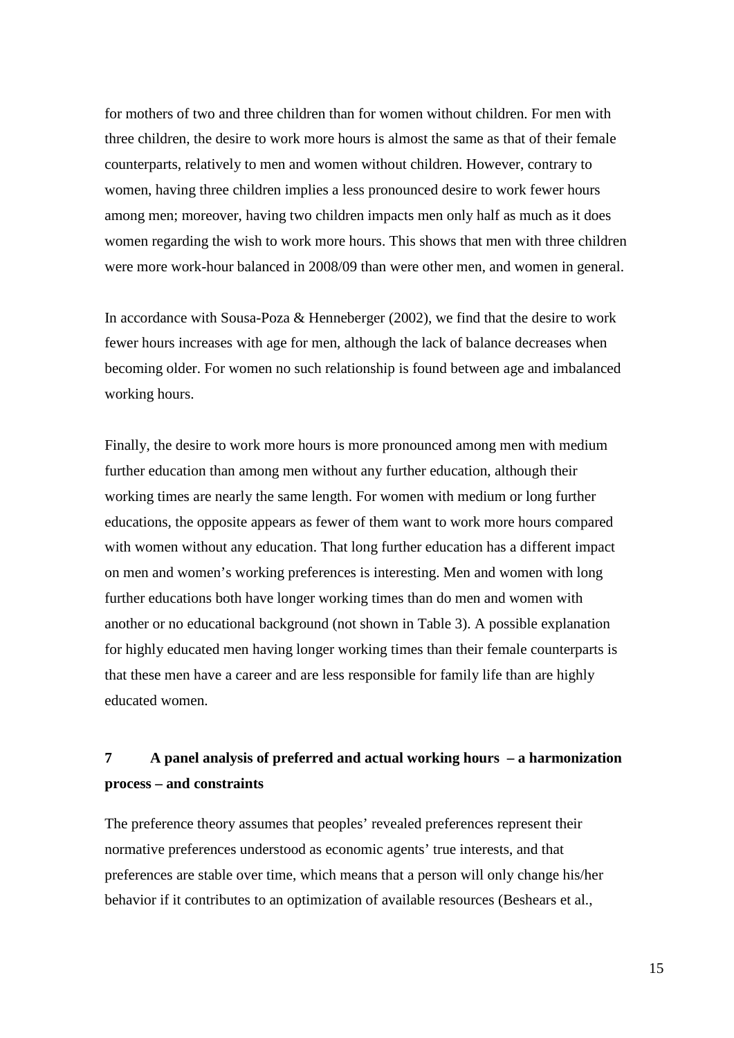for mothers of two and three children than for women without children. For men with three children, the desire to work more hours is almost the same as that of their female counterparts, relatively to men and women without children. However, contrary to women, having three children implies a less pronounced desire to work fewer hours among men; moreover, having two children impacts men only half as much as it does women regarding the wish to work more hours. This shows that men with three children were more work-hour balanced in 2008/09 than were other men, and women in general.

In accordance with Sousa-Poza & Henneberger (2002), we find that the desire to work fewer hours increases with age for men, although the lack of balance decreases when becoming older. For women no such relationship is found between age and imbalanced working hours.

Finally, the desire to work more hours is more pronounced among men with medium further education than among men without any further education, although their working times are nearly the same length. For women with medium or long further educations, the opposite appears as fewer of them want to work more hours compared with women without any education. That long further education has a different impact on men and women's working preferences is interesting. Men and women with long further educations both have longer working times than do men and women with another or no educational background (not shown in Table 3). A possible explanation for highly educated men having longer working times than their female counterparts is that these men have a career and are less responsible for family life than are highly educated women.

## 7 A panel analysis of preferred and actual working hours – a harmonization process – and constraints

The preference theory assumes that peoples' revealed preferences represent their normative preferences understood as economic agents' true interests, and that preferences are stable over time, which means that a person will only change his/her behavior if it contributes to an optimization of available resources (Beshears et al.,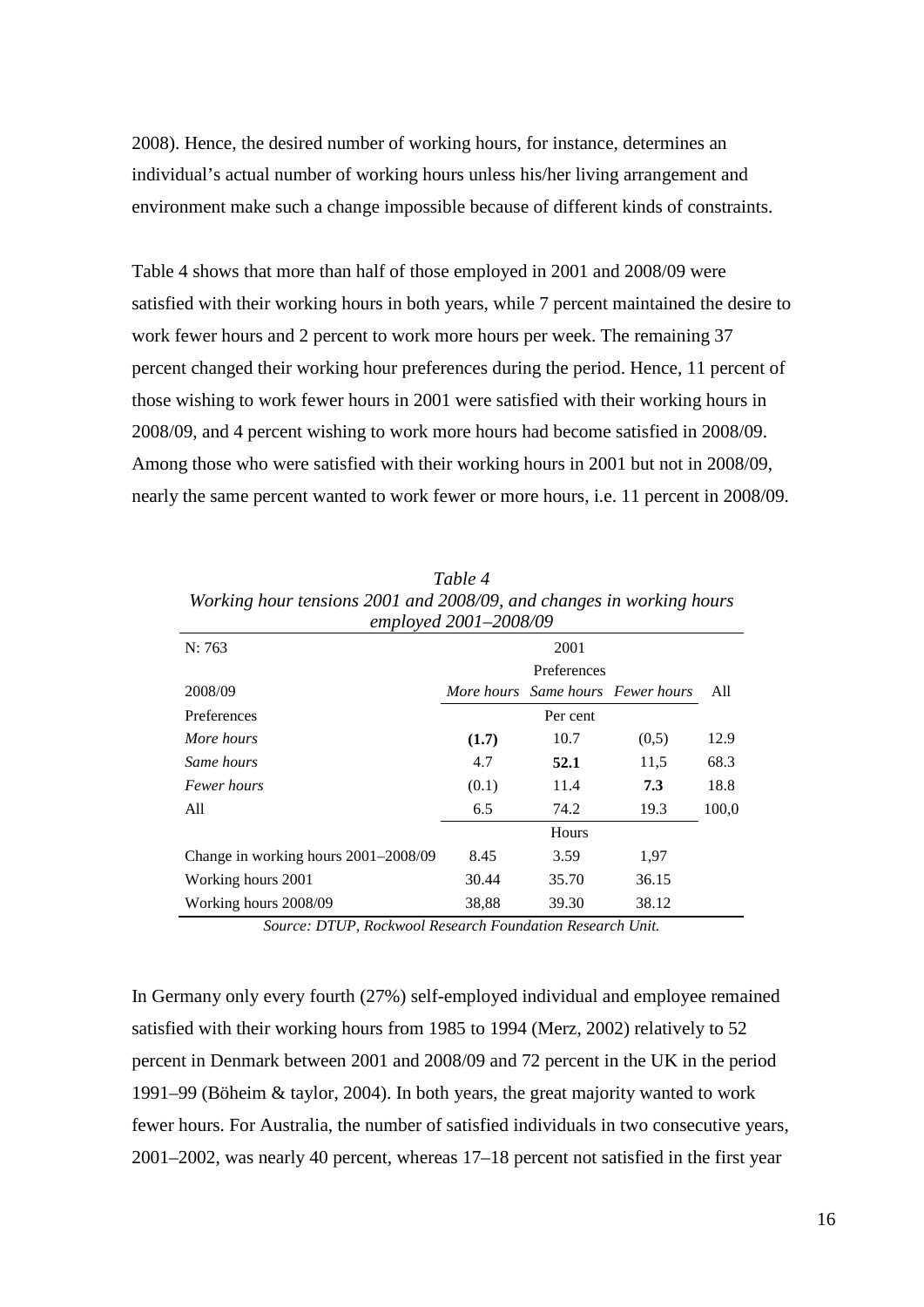2008). Hence, the desired number of working hours, for instance, determines an individual's actual number of working hours unless his/her living arrangement and environment make such a change impossible because of different kinds of constraints.

Table 4 shows that more than half of those employed in 2001 and 2008/09 were satisfied with their working hours in both years, while 7 percent maintained the desire to work fewer hours and 2 percent to work more hours per week. The remaining 37 percent changed their working hour preferences during the period. Hence, 11 percent of those wishing to work fewer hours in 2001 were satisfied with their working hours in 2008/09, and 4 percent wishing to work more hours had become satisfied in 2008/09. Among those who were satisfied with their working hours in 2001 but not in 2008/09, nearly the same percent wanted to work fewer or more hours, i.e. 11 percent in 2008/09.

*Table 4*
*Working hour tensions 2001 and 2008/09, and changes in working hours employed 2001–2008/09*

| N: 763 | 2001 | | | |
|---|---|---|---|---|
| | Preferences | | | |
| 2008/09 | *More hours* | *Same hours* | *Fewer hours* | All |
| Preferences | Per cent | | | |
| *More hours* | **(1.7)** | 10.7 | (0,5) | 12.9 |
| *Same hours* | 4.7 | **52.1** | 11,5 | 68.3 |
| *Fewer hours* | (0.1) | 11.4 | **7.3** | 18.8 |
| All | 6.5 | 74.2 | 19.3 | 100,0 |
| | Hours | | | |
| Change in working hours 2001–2008/09 | 8.45 | 3.59 | 1,97 | |
| Working hours 2001 | 30.44 | 35.70 | 36.15 | |
| Working hours 2008/09 | 38,88 | 39.30 | 38.12 | |

*Source: DTUP, Rockwool Research Foundation Research Unit.*

In Germany only every fourth (27%) self-employed individual and employee remained satisfied with their working hours from 1985 to 1994 (Merz, 2002) relatively to 52 percent in Denmark between 2001 and 2008/09 and 72 percent in the UK in the period 1991–99 (Böheim & taylor, 2004). In both years, the great majority wanted to work fewer hours. For Australia, the number of satisfied individuals in two consecutive years, 2001–2002, was nearly 40 percent, whereas 17–18 percent not satisfied in the first year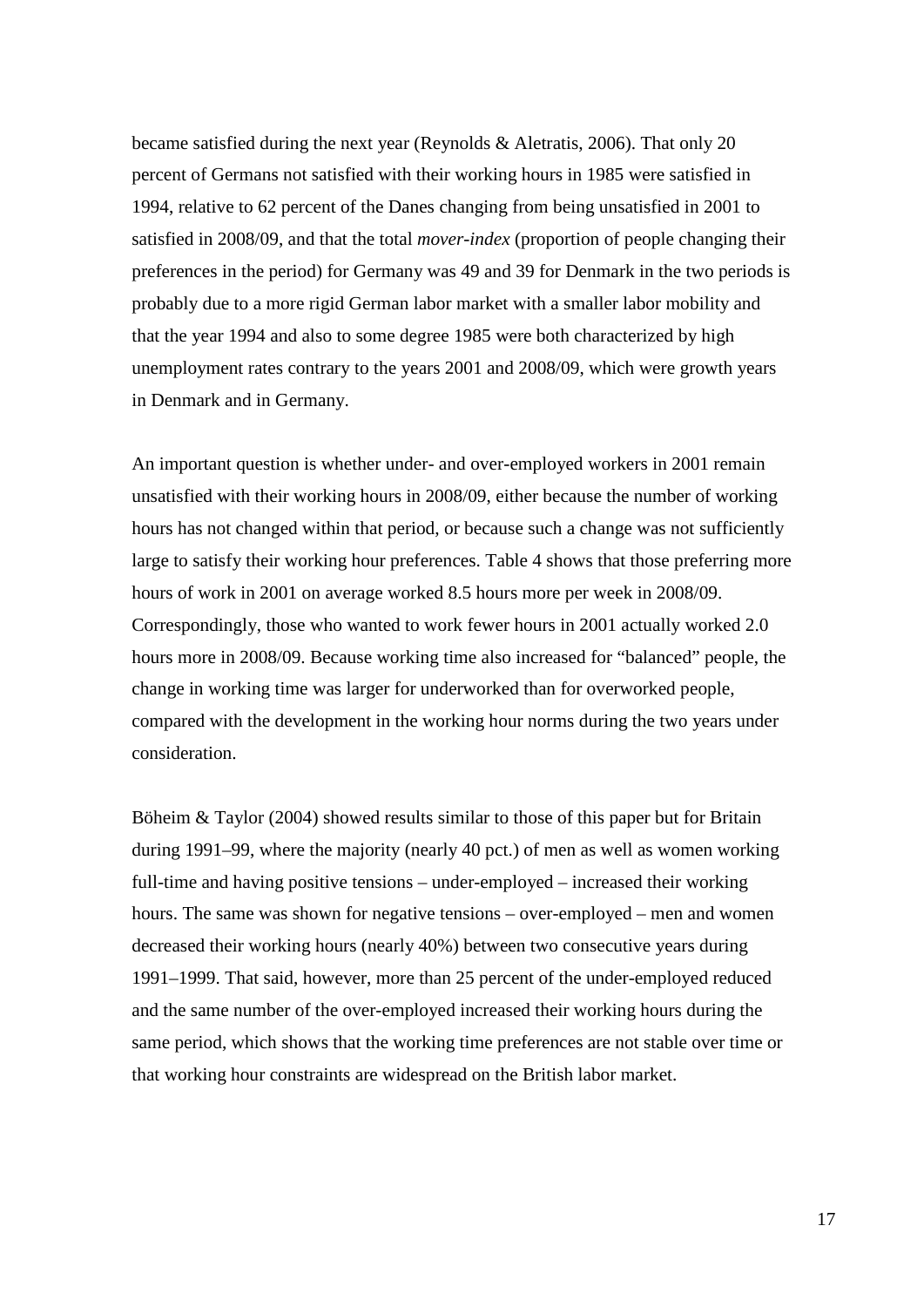became satisfied during the next year (Reynolds & Aletratis, 2006). That only 20 percent of Germans not satisfied with their working hours in 1985 were satisfied in 1994, relative to 62 percent of the Danes changing from being unsatisfied in 2001 to satisfied in 2008/09, and that the total *mover-index* (proportion of people changing their preferences in the period) for Germany was 49 and 39 for Denmark in the two periods is probably due to a more rigid German labor market with a smaller labor mobility and that the year 1994 and also to some degree 1985 were both characterized by high unemployment rates contrary to the years 2001 and 2008/09, which were growth years in Denmark and in Germany.

An important question is whether under- and over-employed workers in 2001 remain unsatisfied with their working hours in 2008/09, either because the number of working hours has not changed within that period, or because such a change was not sufficiently large to satisfy their working hour preferences. Table 4 shows that those preferring more hours of work in 2001 on average worked 8.5 hours more per week in 2008/09. Correspondingly, those who wanted to work fewer hours in 2001 actually worked 2.0 hours more in 2008/09. Because working time also increased for "balanced" people, the change in working time was larger for underworked than for overworked people, compared with the development in the working hour norms during the two years under consideration.

Böheim & Taylor (2004) showed results similar to those of this paper but for Britain during 1991–99, where the majority (nearly 40 pct.) of men as well as women working full-time and having positive tensions – under-employed – increased their working hours. The same was shown for negative tensions – over-employed – men and women decreased their working hours (nearly 40%) between two consecutive years during 1991–1999. That said, however, more than 25 percent of the under-employed reduced and the same number of the over-employed increased their working hours during the same period, which shows that the working time preferences are not stable over time or that working hour constraints are widespread on the British labor market.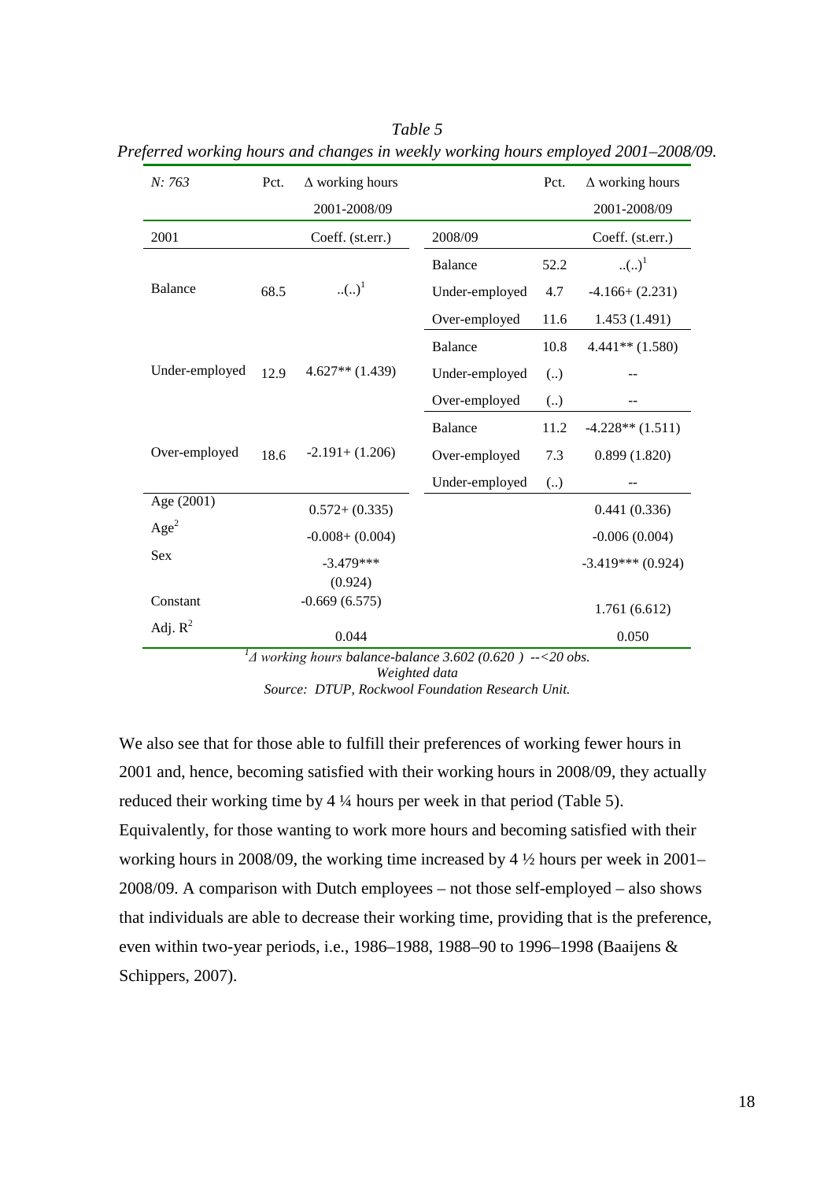*Table 5*

*Preferred working hours and changes in weekly working hours employed 2001–2008/09.*

| *N: 763* | Pct. | Δ working hours 2001-2008/09 | | Pct. | Δ working hours 2001-2008/09 |
|---|---|---|---|---|---|
| 2001 | | Coeff. (st.err.) | 2008/09 | | Coeff. (st.err.) |
| Balance | 68.5 | ..(..)[1] | Balance | 52.2 | ..(..)[1] |
| | | | Under-employed | 4.7 | -4.166+ (2.231) |
| | | | Over-employed | 11.6 | 1.453 (1.491) |
| Under-employed | 12.9 | 4.627** (1.439) | Balance | 10.8 | 4.441** (1.580) |
| | | | Under-employed | (..) | -- |
| | | | Over-employed | (..) | -- |
| Over-employed | 18.6 | -2.191+ (1.206) | Balance | 11.2 | -4.228** (1.511) |
| | | | Over-employed | 7.3 | 0.899 (1.820) |
| | | | Under-employed | (..) | -- |
| Age (2001) | | 0.572+ (0.335) | | | 0.441 (0.336) |
| $Age^2$ | | -0.008+ (0.004) | | | -0.006 (0.004) |
| Sex | | -3.479*** (0.924) | | | -3.419*** (0.924) |
| Constant | | -0.669 (6.575) | | | 1.761 (6.612) |
| Adj. $R^2$ | | 0.044 | | | 0.050 |

*[1]Δ working hours balance-balance 3.602 (0.620 ) --<20 obs.*
*Weighted data*
*Source: DTUP, Rockwool Foundation Research Unit.*

We also see that for those able to fulfill their preferences of working fewer hours in 2001 and, hence, becoming satisfied with their working hours in 2008/09, they actually reduced their working time by 4 ¼ hours per week in that period (Table 5). Equivalently, for those wanting to work more hours and becoming satisfied with their working hours in 2008/09, the working time increased by 4 ½ hours per week in 2001–2008/09. A comparison with Dutch employees – not those self-employed – also shows that individuals are able to decrease their working time, providing that is the preference, even within two-year periods, i.e., 1986–1988, 1988–90 to 1996–1998 (Baaijens & Schippers, 2007).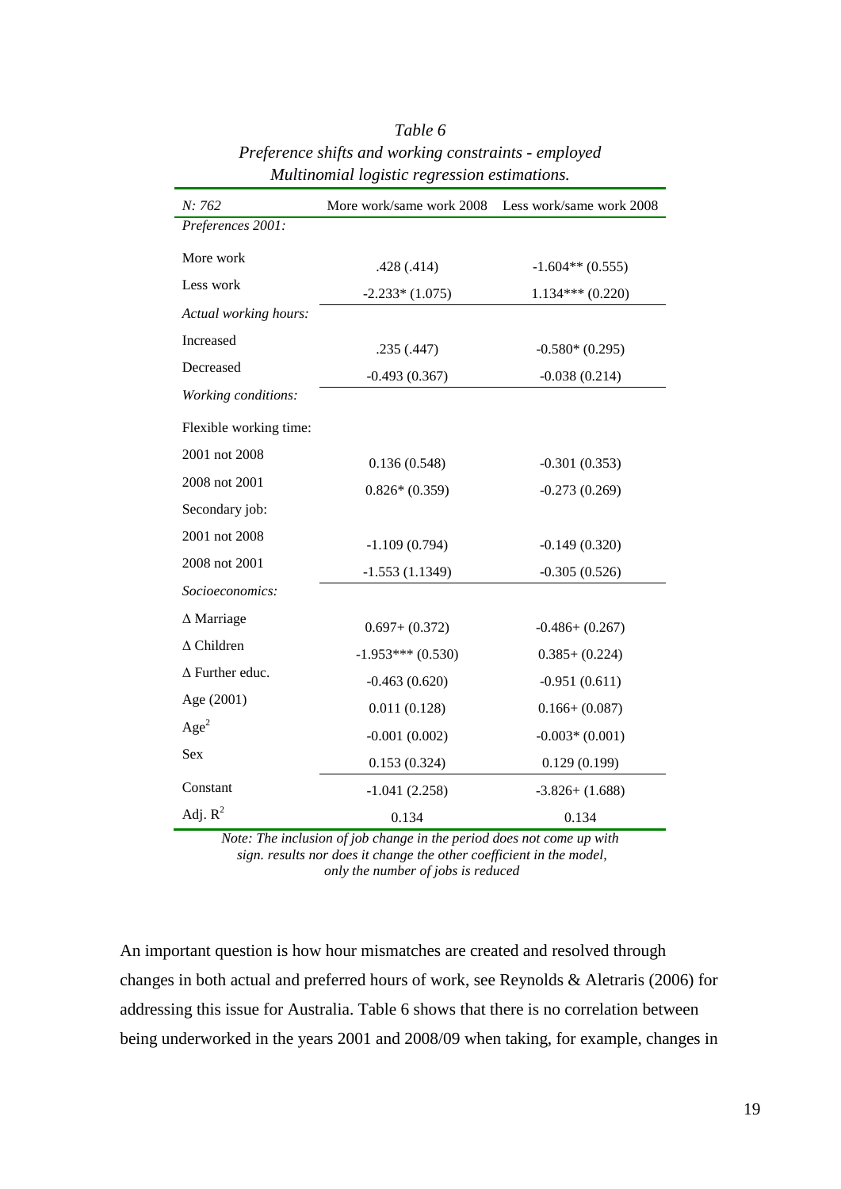*Table 6*

*Preference shifts and working constraints - employed*

*Multinomial logistic regression estimations.*

| *N: 762* | More work/same work 2008 | Less work/same work 2008 |
|---|---|---|
| *Preferences 2001:* | | |
| More work | .428 (.414) | -1.604** (0.555) |
| Less work | -2.233* (1.075) | 1.134*** (0.220) |
| *Actual working hours:* | | |
| Increased | .235 (.447) | -0.580* (0.295) |
| Decreased | -0.493 (0.367) | -0.038 (0.214) |
| *Working conditions:* | | |
| Flexible working time: | | |
| 2001 not 2008 | 0.136 (0.548) | -0.301 (0.353) |
| 2008 not 2001 | 0.826* (0.359) | -0.273 (0.269) |
| Secondary job: | | |
| 2001 not 2008 | -1.109 (0.794) | -0.149 (0.320) |
| 2008 not 2001 | -1.553 (1.1349) | -0.305 (0.526) |
| *Socioeconomics:* | | |
| Δ Marriage | 0.697+ (0.372) | -0.486+ (0.267) |
| Δ Children | -1.953*** (0.530) | 0.385+ (0.224) |
| Δ Further educ. | -0.463 (0.620) | -0.951 (0.611) |
| Age (2001) | 0.011 (0.128) | 0.166+ (0.087) |
| $Age^2$ | -0.001 (0.002) | -0.003* (0.001) |
| Sex | 0.153 (0.324) | 0.129 (0.199) |
| Constant | -1.041 (2.258) | -3.826+ (1.688) |
| Adj. $R^2$ | 0.134 | 0.134 |

*Note: The inclusion of job change in the period does not come up with sign. results nor does it change the other coefficient in the model, only the number of jobs is reduced*

An important question is how hour mismatches are created and resolved through changes in both actual and preferred hours of work, see Reynolds & Aletraris (2006) for addressing this issue for Australia. Table 6 shows that there is no correlation between being underworked in the years 2001 and 2008/09 when taking, for example, changes in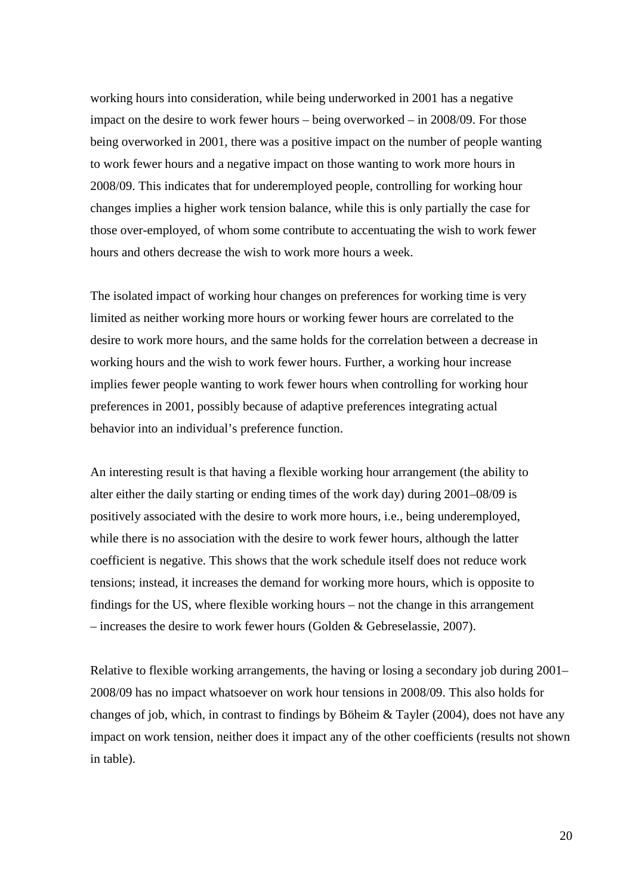working hours into consideration, while being underworked in 2001 has a negative impact on the desire to work fewer hours – being overworked – in 2008/09. For those being overworked in 2001, there was a positive impact on the number of people wanting to work fewer hours and a negative impact on those wanting to work more hours in 2008/09. This indicates that for underemployed people, controlling for working hour changes implies a higher work tension balance, while this is only partially the case for those over-employed, of whom some contribute to accentuating the wish to work fewer hours and others decrease the wish to work more hours a week.

The isolated impact of working hour changes on preferences for working time is very limited as neither working more hours or working fewer hours are correlated to the desire to work more hours, and the same holds for the correlation between a decrease in working hours and the wish to work fewer hours. Further, a working hour increase implies fewer people wanting to work fewer hours when controlling for working hour preferences in 2001, possibly because of adaptive preferences integrating actual behavior into an individual's preference function.

An interesting result is that having a flexible working hour arrangement (the ability to alter either the daily starting or ending times of the work day) during 2001–08/09 is positively associated with the desire to work more hours, i.e., being underemployed, while there is no association with the desire to work fewer hours, although the latter coefficient is negative. This shows that the work schedule itself does not reduce work tensions; instead, it increases the demand for working more hours, which is opposite to findings for the US, where flexible working hours – not the change in this arrangement – increases the desire to work fewer hours (Golden & Gebreselassie, 2007).

Relative to flexible working arrangements, the having or losing a secondary job during 2001–2008/09 has no impact whatsoever on work hour tensions in 2008/09. This also holds for changes of job, which, in contrast to findings by Böheim & Tayler (2004), does not have any impact on work tension, neither does it impact any of the other coefficients (results not shown in table).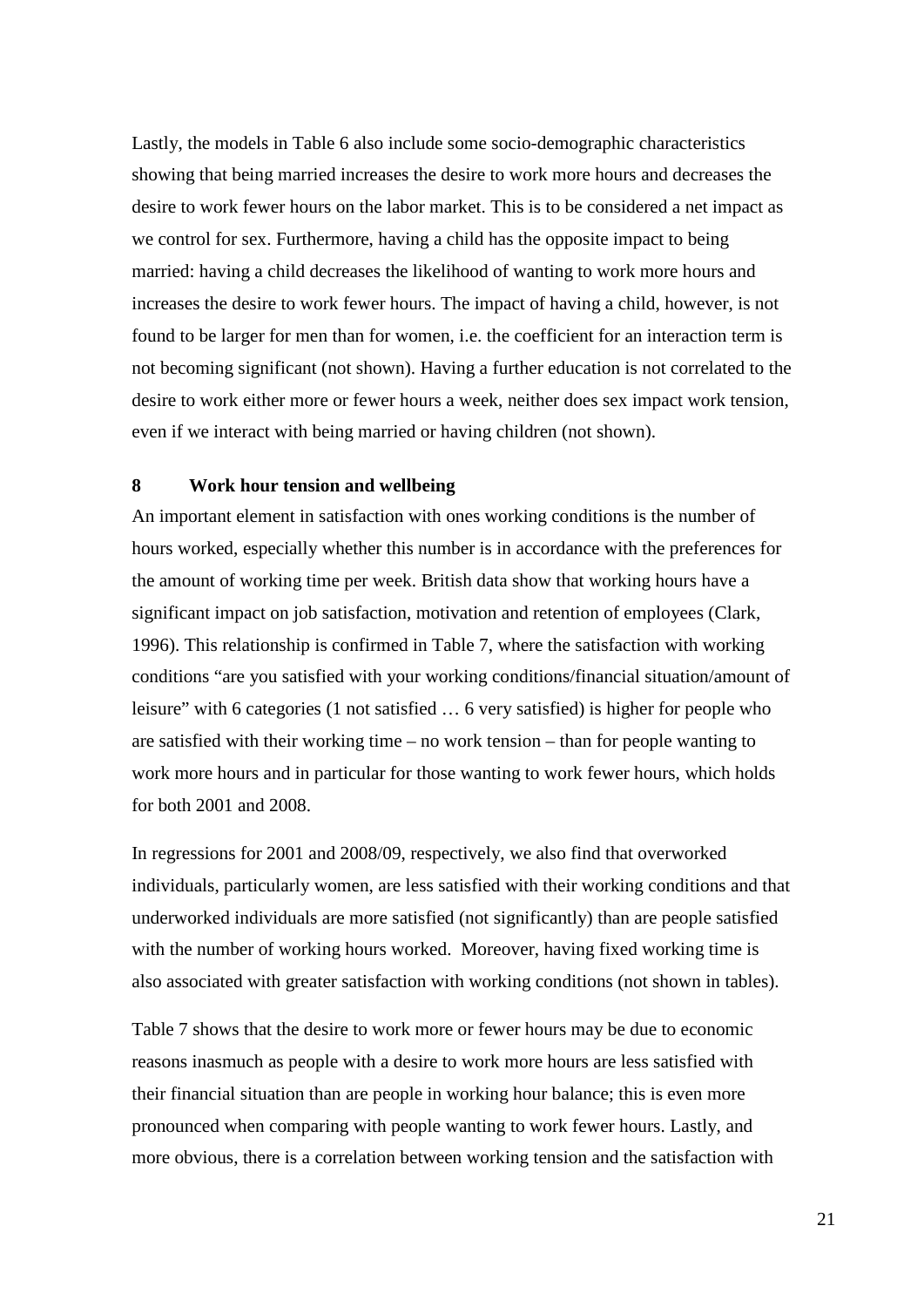Lastly, the models in Table 6 also include some socio-demographic characteristics showing that being married increases the desire to work more hours and decreases the desire to work fewer hours on the labor market. This is to be considered a net impact as we control for sex. Furthermore, having a child has the opposite impact to being married: having a child decreases the likelihood of wanting to work more hours and increases the desire to work fewer hours. The impact of having a child, however, is not found to be larger for men than for women, i.e. the coefficient for an interaction term is not becoming significant (not shown). Having a further education is not correlated to the desire to work either more or fewer hours a week, neither does sex impact work tension, even if we interact with being married or having children (not shown).

## 8 Work hour tension and wellbeing

An important element in satisfaction with ones working conditions is the number of hours worked, especially whether this number is in accordance with the preferences for the amount of working time per week. British data show that working hours have a significant impact on job satisfaction, motivation and retention of employees (Clark, 1996). This relationship is confirmed in Table 7, where the satisfaction with working conditions "are you satisfied with your working conditions/financial situation/amount of leisure" with 6 categories (1 not satisfied … 6 very satisfied) is higher for people who are satisfied with their working time – no work tension – than for people wanting to work more hours and in particular for those wanting to work fewer hours, which holds for both 2001 and 2008.

In regressions for 2001 and 2008/09, respectively, we also find that overworked individuals, particularly women, are less satisfied with their working conditions and that underworked individuals are more satisfied (not significantly) than are people satisfied with the number of working hours worked. Moreover, having fixed working time is also associated with greater satisfaction with working conditions (not shown in tables).

Table 7 shows that the desire to work more or fewer hours may be due to economic reasons inasmuch as people with a desire to work more hours are less satisfied with their financial situation than are people in working hour balance; this is even more pronounced when comparing with people wanting to work fewer hours. Lastly, and more obvious, there is a correlation between working tension and the satisfaction with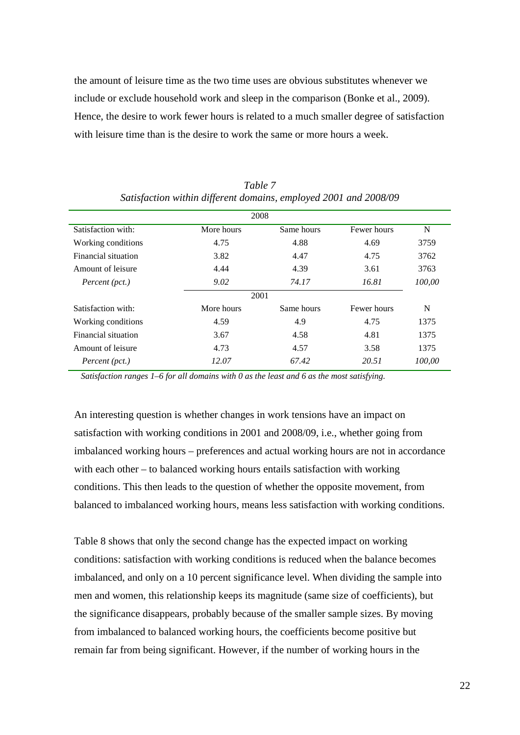the amount of leisure time as the two time uses are obvious substitutes whenever we include or exclude household work and sleep in the comparison (Bonke et al., 2009). Hence, the desire to work fewer hours is related to a much smaller degree of satisfaction with leisure time than is the desire to work the same or more hours a week.

*Table 7*
*Satisfaction within different domains, employed 2001 and 2008/09*

| | 2008 | | | |
|---|---|---|---|---|
| Satisfaction with: | More hours | Same hours | Fewer hours | N |
| Working conditions | 4.75 | 4.88 | 4.69 | 3759 |
| Financial situation | 3.82 | 4.47 | 4.75 | 3762 |
| Amount of leisure | 4.44 | 4.39 | 3.61 | 3763 |
| *Percent (pct.)* | *9.02* | *74.17* | *16.81* | *100,00* |
| | 2001 | | | |
| Satisfaction with: | More hours | Same hours | Fewer hours | N |
| Working conditions | 4.59 | 4.9 | 4.75 | 1375 |
| Financial situation | 3.67 | 4.58 | 4.81 | 1375 |
| Amount of leisure | 4.73 | 4.57 | 3.58 | 1375 |
| *Percent (pct.)* | *12.07* | *67.42* | *20.51* | *100,00* |

*Satisfaction ranges 1–6 for all domains with 0 as the least and 6 as the most satisfying.*

An interesting question is whether changes in work tensions have an impact on satisfaction with working conditions in 2001 and 2008/09, i.e., whether going from imbalanced working hours – preferences and actual working hours are not in accordance with each other – to balanced working hours entails satisfaction with working conditions. This then leads to the question of whether the opposite movement, from balanced to imbalanced working hours, means less satisfaction with working conditions.

Table 8 shows that only the second change has the expected impact on working conditions: satisfaction with working conditions is reduced when the balance becomes imbalanced, and only on a 10 percent significance level. When dividing the sample into men and women, this relationship keeps its magnitude (same size of coefficients), but the significance disappears, probably because of the smaller sample sizes. By moving from imbalanced to balanced working hours, the coefficients become positive but remain far from being significant. However, if the number of working hours in the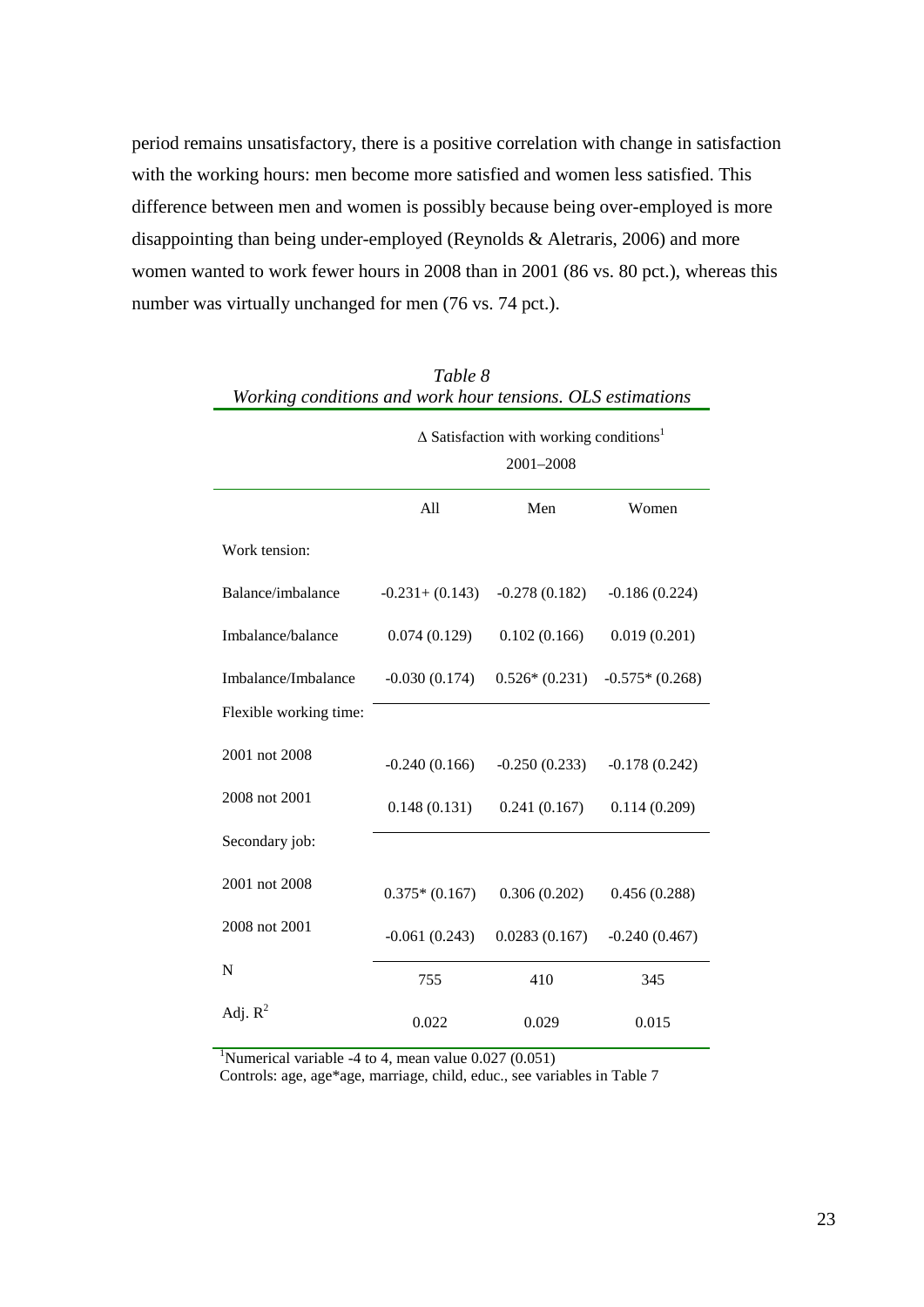period remains unsatisfactory, there is a positive correlation with change in satisfaction with the working hours: men become more satisfied and women less satisfied. This difference between men and women is possibly because being over-employed is more disappointing than being under-employed (Reynolds & Aletraris, 2006) and more women wanted to work fewer hours in 2008 than in 2001 (86 vs. 80 pct.), whereas this number was virtually unchanged for men (76 vs. 74 pct.).

*Table 8*
*Working conditions and work hour tensions. OLS estimations*

| | Δ Satisfaction with working conditions[1] 2001–2008 | | |
|---|---|---|---|
| | All | Men | Women |
| Work tension: | | | |
| Balance/imbalance | -0.231+ (0.143) | -0.278 (0.182) | -0.186 (0.224) |
| Imbalance/balance | 0.074 (0.129) | 0.102 (0.166) | 0.019 (0.201) |
| Imbalance/Imbalance | -0.030 (0.174) | 0.526* (0.231) | -0.575* (0.268) |
| Flexible working time: | | | |
| 2001 not 2008 | -0.240 (0.166) | -0.250 (0.233) | -0.178 (0.242) |
| 2008 not 2001 | 0.148 (0.131) | 0.241 (0.167) | 0.114 (0.209) |
| Secondary job: | | | |
| 2001 not 2008 | 0.375* (0.167) | 0.306 (0.202) | 0.456 (0.288) |
| 2008 not 2001 | -0.061 (0.243) | 0.0283 (0.167) | -0.240 (0.467) |
| N | 755 | 410 | 345 |
| Adj. $R^2$ | 0.022 | 0.029 | 0.015 |

[1]Numerical variable -4 to 4, mean value 0.027 (0.051)
Controls: age, age*age, marriage, child, educ., see variables in Table 7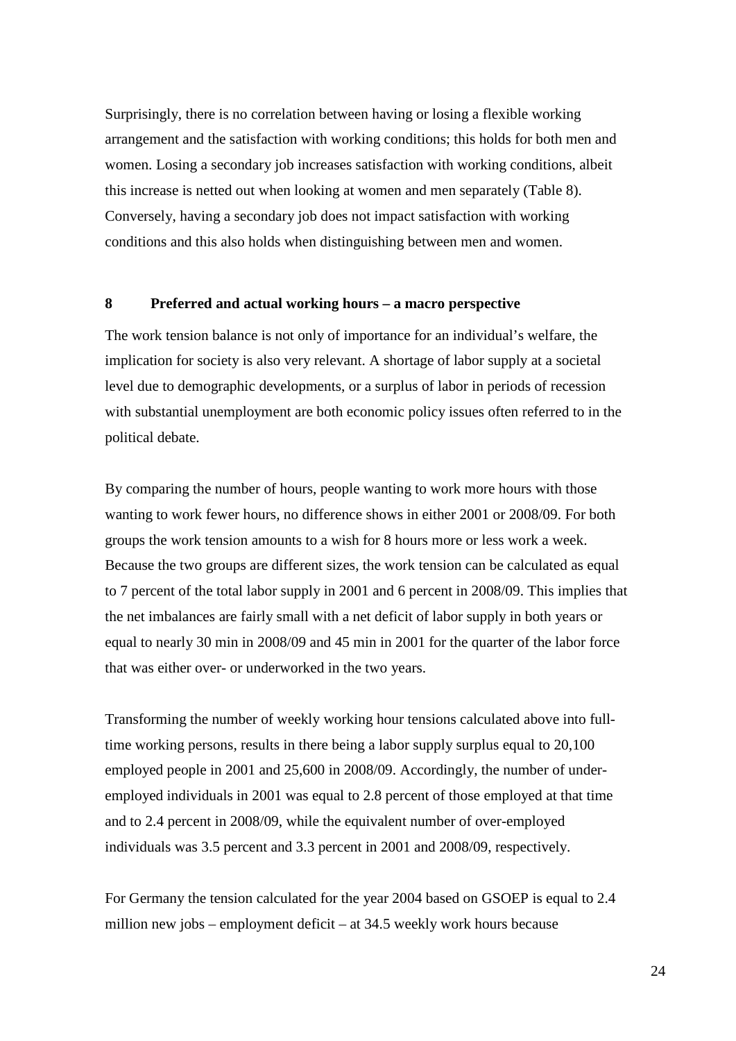Surprisingly, there is no correlation between having or losing a flexible working arrangement and the satisfaction with working conditions; this holds for both men and women. Losing a secondary job increases satisfaction with working conditions, albeit this increase is netted out when looking at women and men separately (Table 8). Conversely, having a secondary job does not impact satisfaction with working conditions and this also holds when distinguishing between men and women.

## 8 Preferred and actual working hours – a macro perspective

The work tension balance is not only of importance for an individual's welfare, the implication for society is also very relevant. A shortage of labor supply at a societal level due to demographic developments, or a surplus of labor in periods of recession with substantial unemployment are both economic policy issues often referred to in the political debate.

By comparing the number of hours, people wanting to work more hours with those wanting to work fewer hours, no difference shows in either 2001 or 2008/09. For both groups the work tension amounts to a wish for 8 hours more or less work a week. Because the two groups are different sizes, the work tension can be calculated as equal to 7 percent of the total labor supply in 2001 and 6 percent in 2008/09. This implies that the net imbalances are fairly small with a net deficit of labor supply in both years or equal to nearly 30 min in 2008/09 and 45 min in 2001 for the quarter of the labor force that was either over- or underworked in the two years.

Transforming the number of weekly working hour tensions calculated above into full-time working persons, results in there being a labor supply surplus equal to 20,100 employed people in 2001 and 25,600 in 2008/09. Accordingly, the number of under-employed individuals in 2001 was equal to 2.8 percent of those employed at that time and to 2.4 percent in 2008/09, while the equivalent number of over-employed individuals was 3.5 percent and 3.3 percent in 2001 and 2008/09, respectively.

For Germany the tension calculated for the year 2004 based on GSOEP is equal to 2.4 million new jobs – employment deficit – at 34.5 weekly work hours because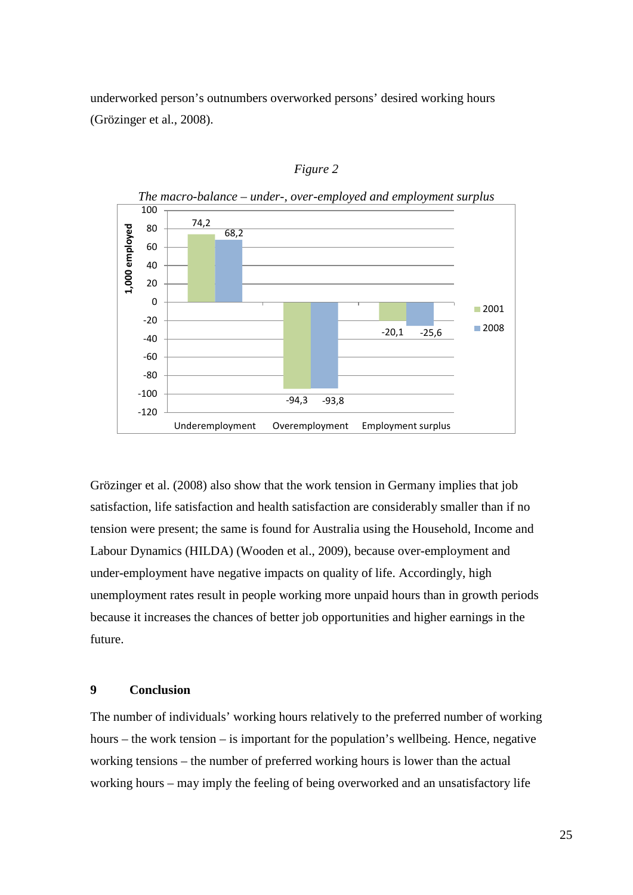underworked person's outnumbers overworked persons' desired working hours (Grözinger et al., 2008).

*Figure 2*

*The macro-balance – under-, over-employed and employment surplus*

| 1,000 employed | 2001 | 2008 |
|---|---|---|
| Underemployment | 74,2 | 68,2 |
| Overemployment | -94,3 | -93,8 |
| Employment surplus | -20,1 | -25,6 |

Grözinger et al. (2008) also show that the work tension in Germany implies that job satisfaction, life satisfaction and health satisfaction are considerably smaller than if no tension were present; the same is found for Australia using the Household, Income and Labour Dynamics (HILDA) (Wooden et al., 2009), because over-employment and under-employment have negative impacts on quality of life. Accordingly, high unemployment rates result in people working more unpaid hours than in growth periods because it increases the chances of better job opportunities and higher earnings in the future.

## 9 Conclusion

The number of individuals' working hours relatively to the preferred number of working hours – the work tension – is important for the population's wellbeing. Hence, negative working tensions – the number of preferred working hours is lower than the actual working hours – may imply the feeling of being overworked and an unsatisfactory life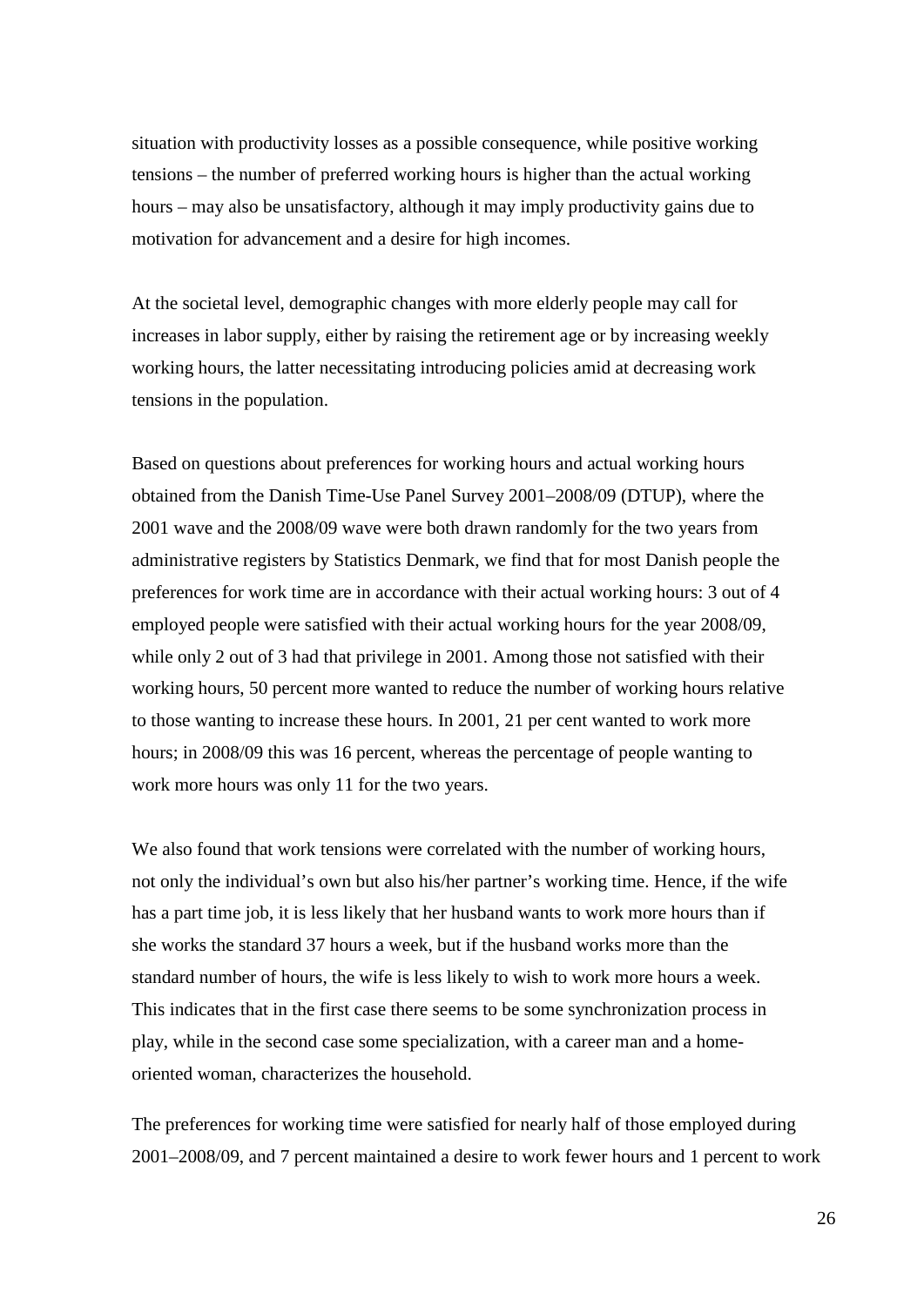situation with productivity losses as a possible consequence, while positive working tensions – the number of preferred working hours is higher than the actual working hours – may also be unsatisfactory, although it may imply productivity gains due to motivation for advancement and a desire for high incomes.

At the societal level, demographic changes with more elderly people may call for increases in labor supply, either by raising the retirement age or by increasing weekly working hours, the latter necessitating introducing policies amid at decreasing work tensions in the population.

Based on questions about preferences for working hours and actual working hours obtained from the Danish Time-Use Panel Survey 2001–2008/09 (DTUP), where the 2001 wave and the 2008/09 wave were both drawn randomly for the two years from administrative registers by Statistics Denmark, we find that for most Danish people the preferences for work time are in accordance with their actual working hours: 3 out of 4 employed people were satisfied with their actual working hours for the year 2008/09, while only 2 out of 3 had that privilege in 2001. Among those not satisfied with their working hours, 50 percent more wanted to reduce the number of working hours relative to those wanting to increase these hours. In 2001, 21 per cent wanted to work more hours; in 2008/09 this was 16 percent, whereas the percentage of people wanting to work more hours was only 11 for the two years.

We also found that work tensions were correlated with the number of working hours, not only the individual's own but also his/her partner's working time. Hence, if the wife has a part time job, it is less likely that her husband wants to work more hours than if she works the standard 37 hours a week, but if the husband works more than the standard number of hours, the wife is less likely to wish to work more hours a week. This indicates that in the first case there seems to be some synchronization process in play, while in the second case some specialization, with a career man and a home-oriented woman, characterizes the household.

The preferences for working time were satisfied for nearly half of those employed during 2001–2008/09, and 7 percent maintained a desire to work fewer hours and 1 percent to work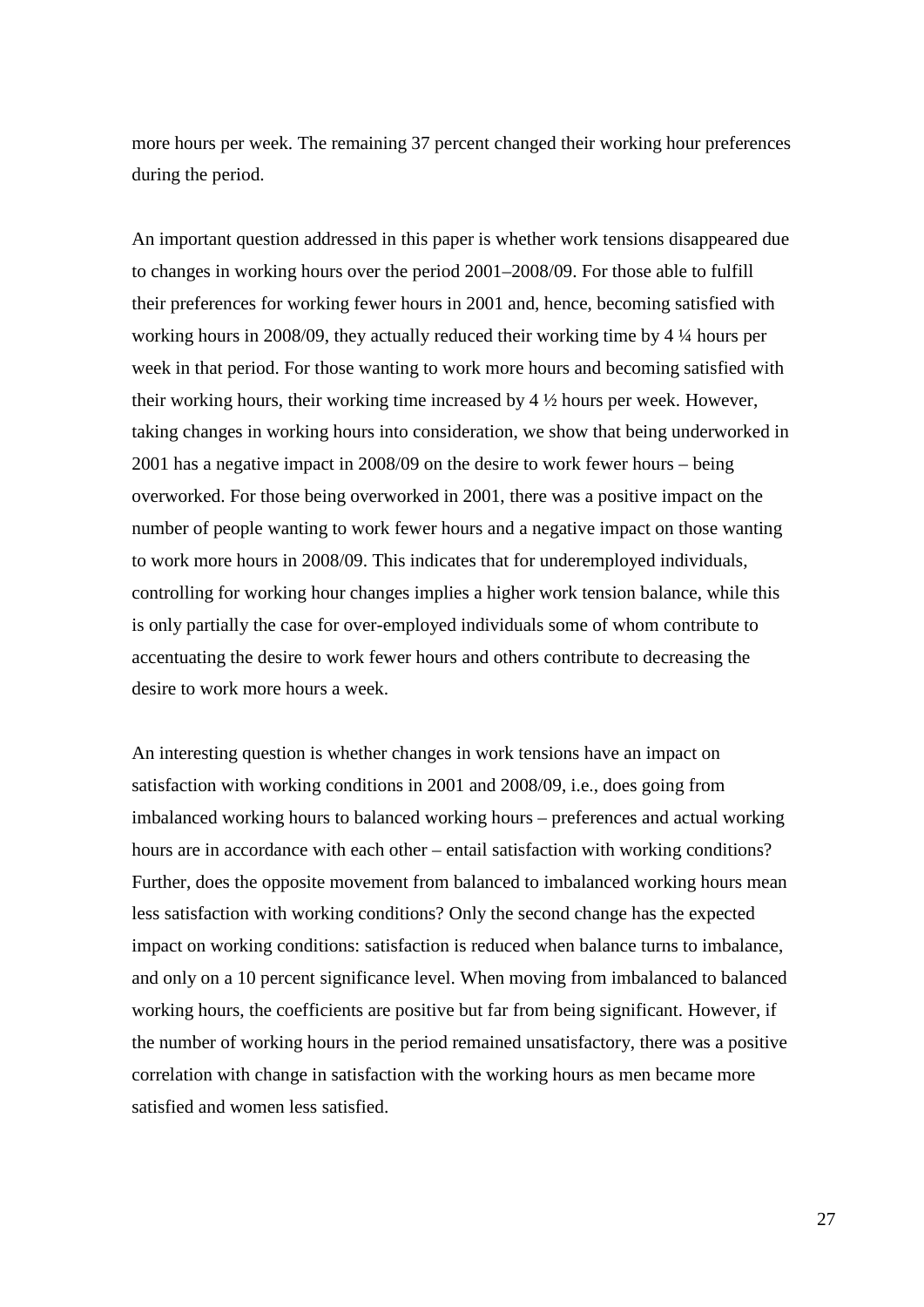more hours per week. The remaining 37 percent changed their working hour preferences during the period.

An important question addressed in this paper is whether work tensions disappeared due to changes in working hours over the period 2001–2008/09. For those able to fulfill their preferences for working fewer hours in 2001 and, hence, becoming satisfied with working hours in 2008/09, they actually reduced their working time by 4 ¼ hours per week in that period. For those wanting to work more hours and becoming satisfied with their working hours, their working time increased by 4 ½ hours per week. However, taking changes in working hours into consideration, we show that being underworked in 2001 has a negative impact in 2008/09 on the desire to work fewer hours – being overworked. For those being overworked in 2001, there was a positive impact on the number of people wanting to work fewer hours and a negative impact on those wanting to work more hours in 2008/09. This indicates that for underemployed individuals, controlling for working hour changes implies a higher work tension balance, while this is only partially the case for over-employed individuals some of whom contribute to accentuating the desire to work fewer hours and others contribute to decreasing the desire to work more hours a week.

An interesting question is whether changes in work tensions have an impact on satisfaction with working conditions in 2001 and 2008/09, i.e., does going from imbalanced working hours to balanced working hours – preferences and actual working hours are in accordance with each other – entail satisfaction with working conditions? Further, does the opposite movement from balanced to imbalanced working hours mean less satisfaction with working conditions? Only the second change has the expected impact on working conditions: satisfaction is reduced when balance turns to imbalance, and only on a 10 percent significance level. When moving from imbalanced to balanced working hours, the coefficients are positive but far from being significant. However, if the number of working hours in the period remained unsatisfactory, there was a positive correlation with change in satisfaction with the working hours as men became more satisfied and women less satisfied.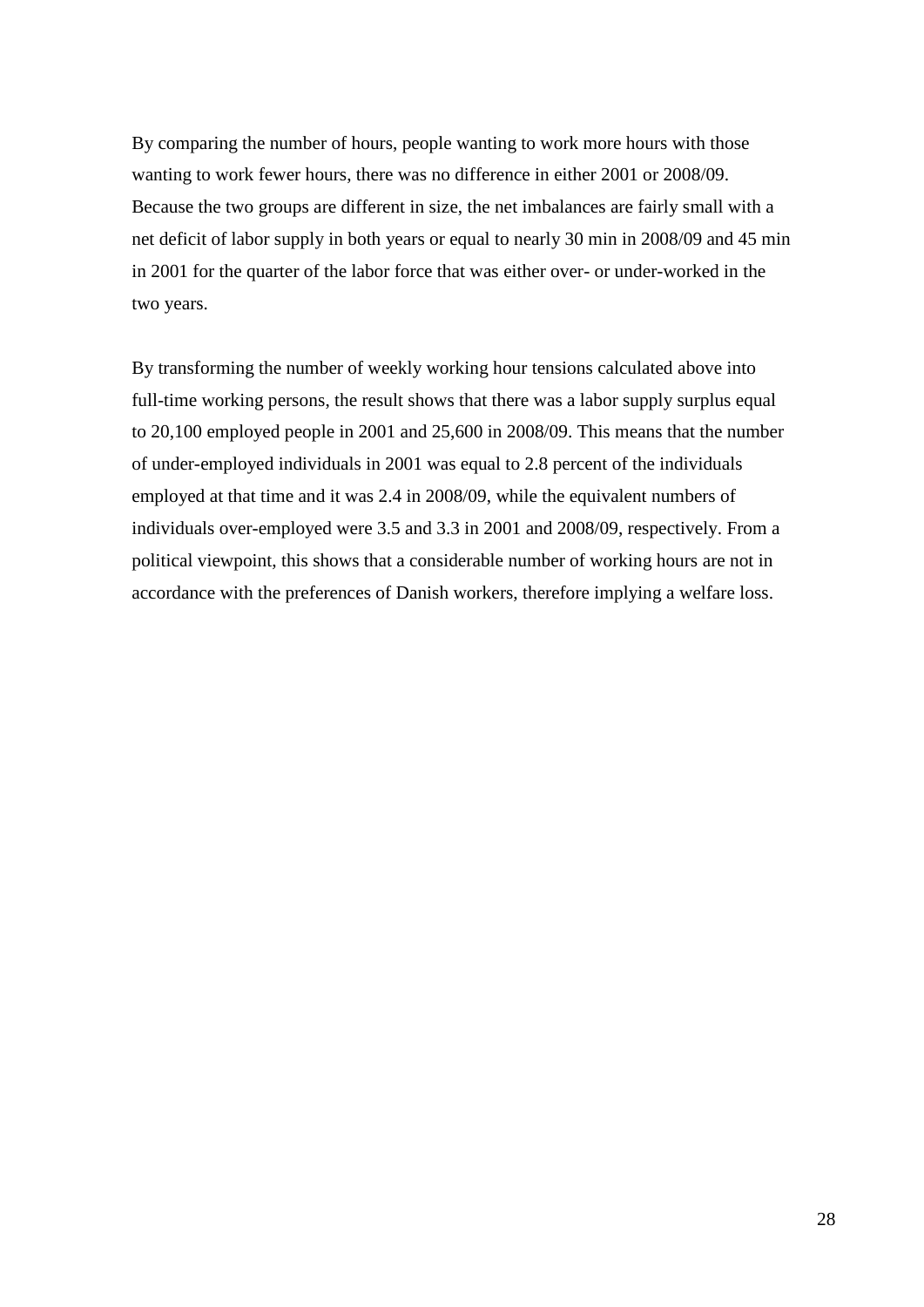By comparing the number of hours, people wanting to work more hours with those wanting to work fewer hours, there was no difference in either 2001 or 2008/09. Because the two groups are different in size, the net imbalances are fairly small with a net deficit of labor supply in both years or equal to nearly 30 min in 2008/09 and 45 min in 2001 for the quarter of the labor force that was either over- or under-worked in the two years.

By transforming the number of weekly working hour tensions calculated above into full-time working persons, the result shows that there was a labor supply surplus equal to 20,100 employed people in 2001 and 25,600 in 2008/09. This means that the number of under-employed individuals in 2001 was equal to 2.8 percent of the individuals employed at that time and it was 2.4 in 2008/09, while the equivalent numbers of individuals over-employed were 3.5 and 3.3 in 2001 and 2008/09, respectively. From a political viewpoint, this shows that a considerable number of working hours are not in accordance with the preferences of Danish workers, therefore implying a welfare loss.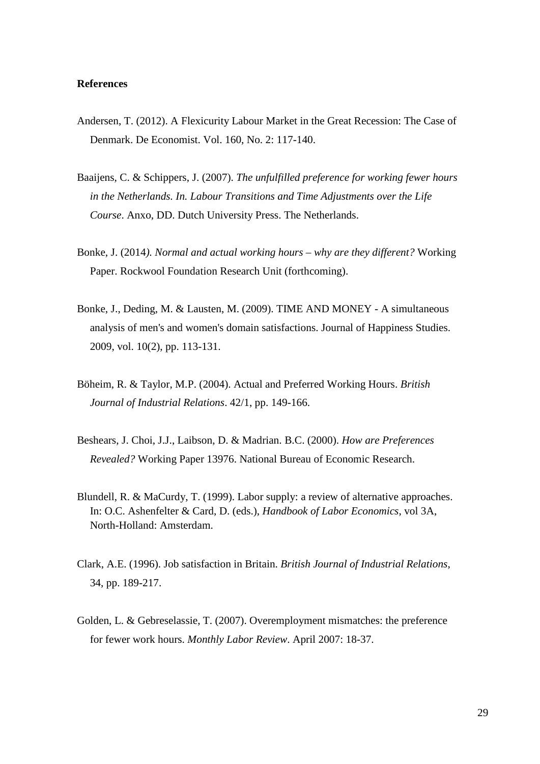**References**

Andersen, T. (2012). A Flexicurity Labour Market in the Great Recession: The Case of Denmark. De Economist. Vol. 160, No. 2: 117-140.

Baaijens, C. & Schippers, J. (2007). *The unfulfilled preference for working fewer hours in the Netherlands. In. Labour Transitions and Time Adjustments over the Life Course*. Anxo, DD. Dutch University Press. The Netherlands.

Bonke, J. (2014*). Normal and actual working hours – why are they different?* Working Paper. Rockwool Foundation Research Unit (forthcoming).

Bonke, J., Deding, M. & Lausten, M. (2009). TIME AND MONEY - A simultaneous analysis of men's and women's domain satisfactions. Journal of Happiness Studies. 2009, vol. 10(2), pp. 113-131.

Böheim, R. & Taylor, M.P. (2004). Actual and Preferred Working Hours. *British Journal of Industrial Relations*. 42/1, pp. 149-166.

Beshears, J. Choi, J.J., Laibson, D. & Madrian. B.C. (2000). *How are Preferences Revealed?* Working Paper 13976. National Bureau of Economic Research.

Blundell, R. & MaCurdy, T. (1999). Labor supply: a review of alternative approaches. In: O.C. Ashenfelter & Card, D. (eds.), *Handbook of Labor Economics*, vol 3A, North-Holland: Amsterdam.

Clark, A.E. (1996). Job satisfaction in Britain. *British Journal of Industrial Relations*, 34, pp. 189-217.

Golden, L. & Gebreselassie, T. (2007). Overemployment mismatches: the preference for fewer work hours. *Monthly Labor Review*. April 2007: 18-37.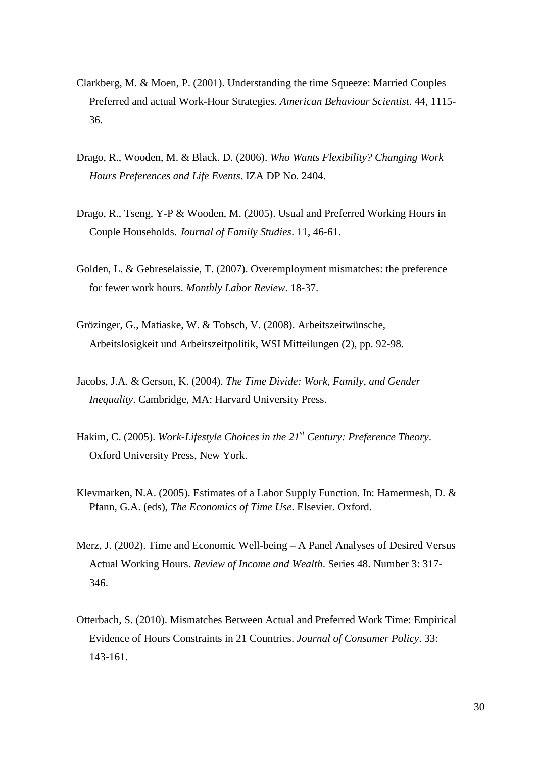Clarkberg, M. & Moen, P. (2001). Understanding the time Squeeze: Married Couples Preferred and actual Work-Hour Strategies. *American Behaviour Scientist*. 44, 1115-36.

Drago, R., Wooden, M. & Black. D. (2006). *Who Wants Flexibility? Changing Work Hours Preferences and Life Events*. IZA DP No. 2404.

Drago, R., Tseng, Y-P & Wooden, M. (2005). Usual and Preferred Working Hours in Couple Households. *Journal of Family Studies*. 11, 46-61.

Golden, L. & Gebreselaissie, T. (2007). Overemployment mismatches: the preference for fewer work hours. *Monthly Labor Review*. 18-37.

Grözinger, G., Matiaske, W. & Tobsch, V. (2008). Arbeitszeitwünsche, Arbeitslosigkeit und Arbeitszeitpolitik, WSI Mitteilungen (2), pp. 92-98.

Jacobs, J.A. & Gerson, K. (2004). *The Time Divide: Work, Family, and Gender Inequality*. Cambridge, MA: Harvard University Press.

Hakim, C. (2005). *Work-Lifestyle Choices in the 21st Century: Preference Theory*. Oxford University Press, New York.

Klevmarken, N.A. (2005). Estimates of a Labor Supply Function. In: Hamermesh, D. & Pfann, G.A. (eds), *The Economics of Time Use*. Elsevier. Oxford.

Merz, J. (2002). Time and Economic Well-being – A Panel Analyses of Desired Versus Actual Working Hours. *Review of Income and Wealth*. Series 48. Number 3: 317-346.

Otterbach, S. (2010). Mismatches Between Actual and Preferred Work Time: Empirical Evidence of Hours Constraints in 21 Countries. *Journal of Consumer Policy*. 33: 143-161.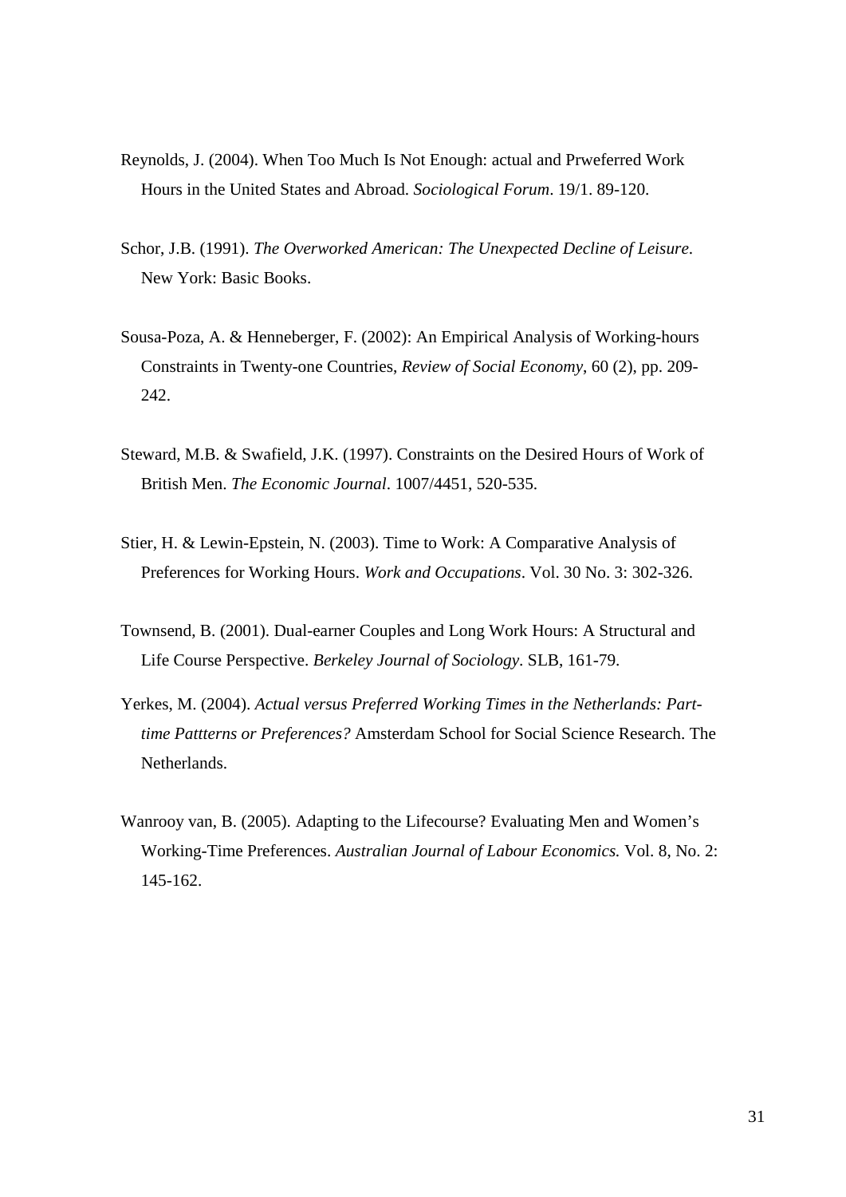Reynolds, J. (2004). When Too Much Is Not Enough: actual and Prweferred Work Hours in the United States and Abroad. *Sociological Forum*. 19/1. 89-120.

Schor, J.B. (1991). *The Overworked American: The Unexpected Decline of Leisure*. New York: Basic Books.

Sousa-Poza, A. & Henneberger, F. (2002): An Empirical Analysis of Working-hours Constraints in Twenty-one Countries, *Review of Social Economy*, 60 (2), pp. 209-242.

Steward, M.B. & Swafield, J.K. (1997). Constraints on the Desired Hours of Work of British Men. *The Economic Journal*. 1007/4451, 520-535.

Stier, H. & Lewin-Epstein, N. (2003). Time to Work: A Comparative Analysis of Preferences for Working Hours. *Work and Occupations*. Vol. 30 No. 3: 302-326.

Townsend, B. (2001). Dual-earner Couples and Long Work Hours: A Structural and Life Course Perspective. *Berkeley Journal of Sociology*. SLB, 161-79.

Yerkes, M. (2004). *Actual versus Preferred Working Times in the Netherlands: Part-time Pattterns or Preferences?* Amsterdam School for Social Science Research. The Netherlands.

Wanrooy van, B. (2005). Adapting to the Lifecourse? Evaluating Men and Women's Working-Time Preferences. *Australian Journal of Labour Economics.* Vol. 8, No. 2: 145-162.